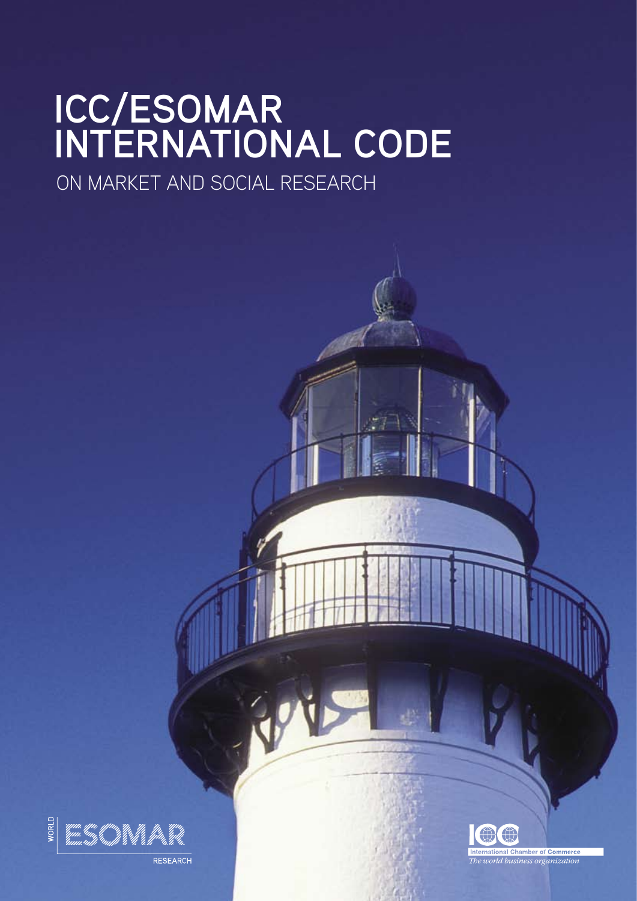# ICC/ESOMAR INTERNATIONAL CODE

ON MARKET AND SOCIAL RESEARCH

WORLD ESOMAR RESEARCH

International Chamber of Commerce

*The world business organization*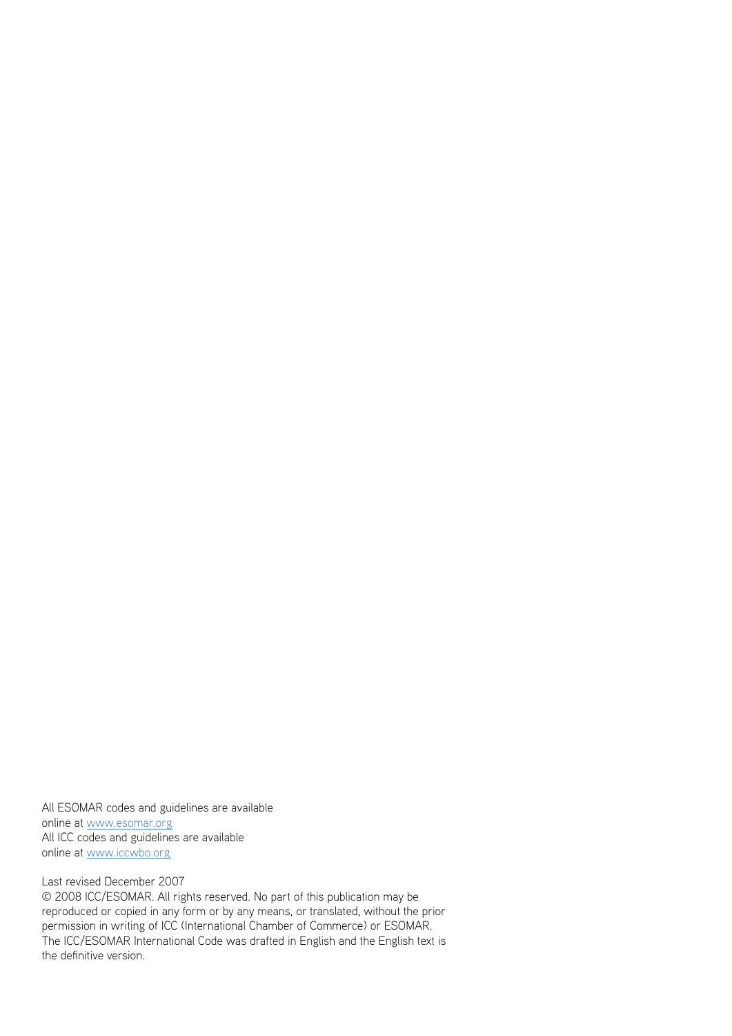All ESOMAR codes and guidelines are available
online at [www.esomar.org](http://www.esomar.org)
All ICC codes and guidelines are available
online at [www.iccwbo.org](http://www.iccwbo.org)

Last revised December 2007
© 2008 ICC/ESOMAR. All rights reserved. No part of this publication may be reproduced or copied in any form or by any means, or translated, without the prior permission in writing of ICC (International Chamber of Commerce) or ESOMAR.
The ICC/ESOMAR International Code was drafted in English and the English text is the definitive version.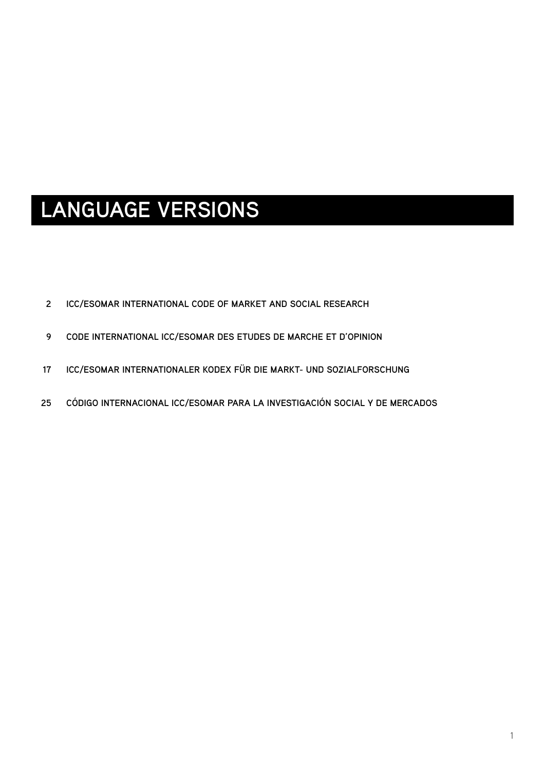# LANGUAGE VERSIONS

2 ICC/ESOMAR INTERNATIONAL CODE OF MARKET AND SOCIAL RESEARCH

9 CODE INTERNATIONAL ICC/ESOMAR DES ETUDES DE MARCHE ET D'OPINION

17 ICC/ESOMAR INTERNATIONALER KODEX FÜR DIE MARKT- UND SOZIALFORSCHUNG

25 CÓDIGO INTERNACIONAL ICC/ESOMAR PARA LA INVESTIGACIÓN SOCIAL Y DE MERCADOS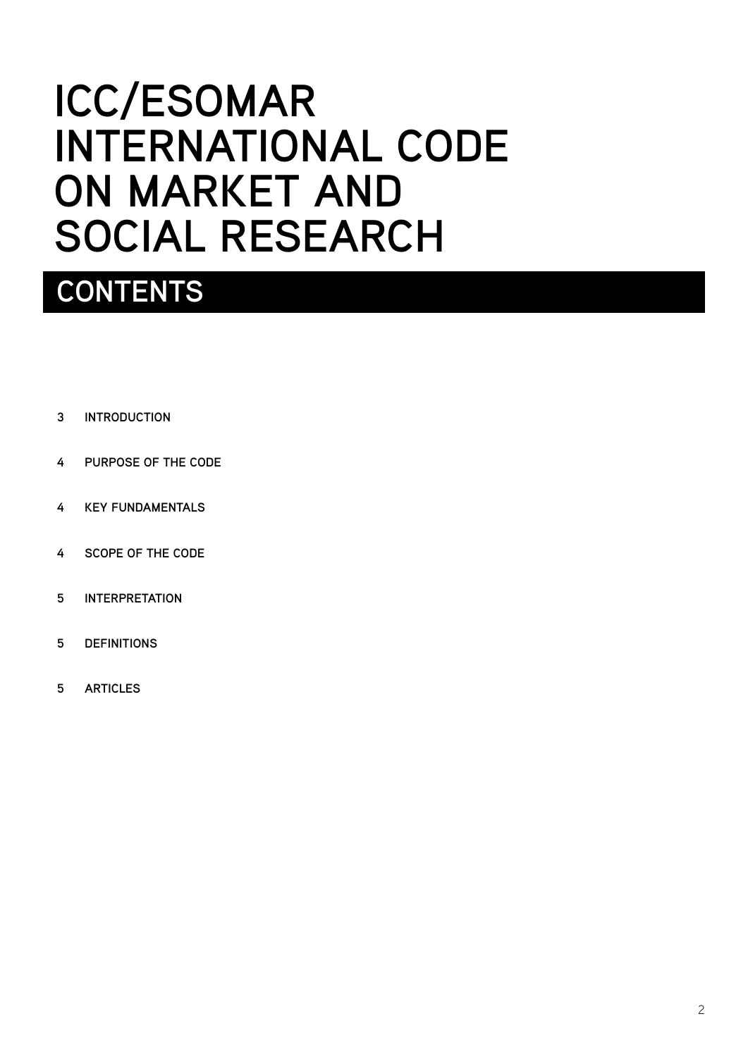# ICC/ESOMAR INTERNATIONAL CODE ON MARKET AND SOCIAL RESEARCH

## CONTENTS

3 INTRODUCTION

4 PURPOSE OF THE CODE

4 KEY FUNDAMENTALS

4 SCOPE OF THE CODE

5 INTERPRETATION

5 DEFINITIONS

5 ARTICLES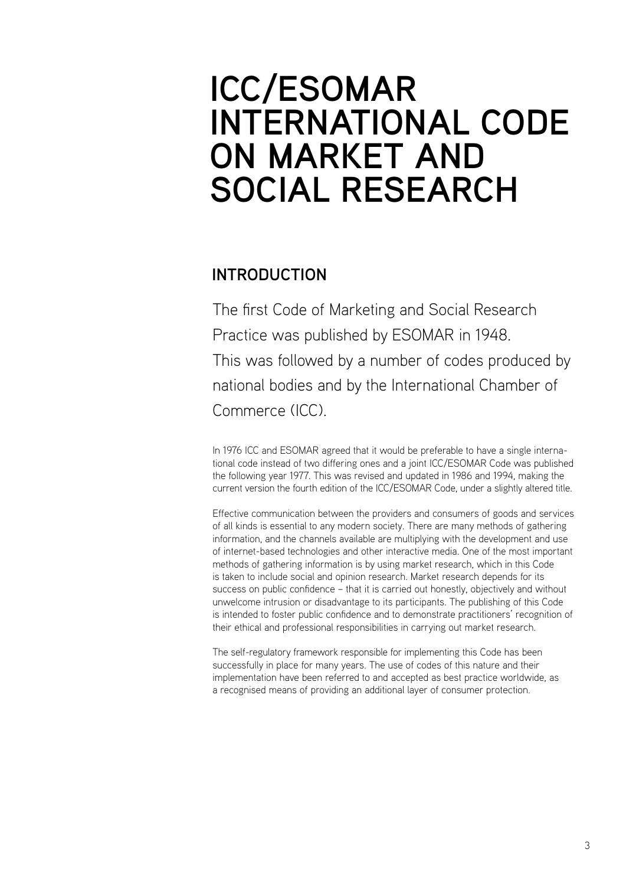# ICC/ESOMAR INTERNATIONAL CODE ON MARKET AND SOCIAL RESEARCH

## INTRODUCTION

The first Code of Marketing and Social Research Practice was published by ESOMAR in 1948. This was followed by a number of codes produced by national bodies and by the International Chamber of Commerce (ICC).

In 1976 ICC and ESOMAR agreed that it would be preferable to have a single international code instead of two differing ones and a joint ICC/ESOMAR Code was published the following year 1977. This was revised and updated in 1986 and 1994, making the current version the fourth edition of the ICC/ESOMAR Code, under a slightly altered title.

Effective communication between the providers and consumers of goods and services of all kinds is essential to any modern society. There are many methods of gathering information, and the channels available are multiplying with the development and use of internet-based technologies and other interactive media. One of the most important methods of gathering information is by using market research, which in this Code is taken to include social and opinion research. Market research depends for its success on public confidence – that it is carried out honestly, objectively and without unwelcome intrusion or disadvantage to its participants. The publishing of this Code is intended to foster public confidence and to demonstrate practitioners' recognition of their ethical and professional responsibilities in carrying out market research.

The self-regulatory framework responsible for implementing this Code has been successfully in place for many years. The use of codes of this nature and their implementation have been referred to and accepted as best practice worldwide, as a recognised means of providing an additional layer of consumer protection.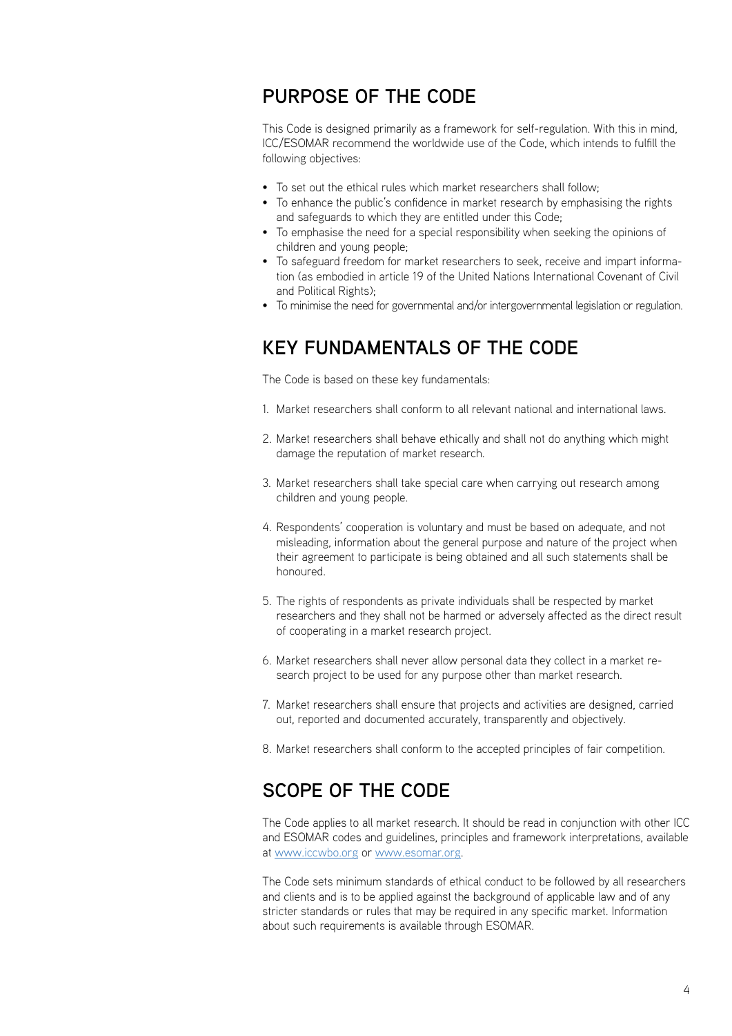## PURPOSE OF THE CODE

This Code is designed primarily as a framework for self-regulation. With this in mind, ICC/ESOMAR recommend the worldwide use of the Code, which intends to fulfill the following objectives:

- To set out the ethical rules which market researchers shall follow;
- To enhance the public's confidence in market research by emphasising the rights and safeguards to which they are entitled under this Code;
- To emphasise the need for a special responsibility when seeking the opinions of children and young people;
- To safeguard freedom for market researchers to seek, receive and impart information (as embodied in article 19 of the United Nations International Covenant of Civil and Political Rights);
- To minimise the need for governmental and/or intergovernmental legislation or regulation.

## KEY FUNDAMENTALS OF THE CODE

The Code is based on these key fundamentals:

1. Market researchers shall conform to all relevant national and international laws.

2. Market researchers shall behave ethically and shall not do anything which might damage the reputation of market research.

3. Market researchers shall take special care when carrying out research among children and young people.

4. Respondents' cooperation is voluntary and must be based on adequate, and not misleading, information about the general purpose and nature of the project when their agreement to participate is being obtained and all such statements shall be honoured.

5. The rights of respondents as private individuals shall be respected by market researchers and they shall not be harmed or adversely affected as the direct result of cooperating in a market research project.

6. Market researchers shall never allow personal data they collect in a market research project to be used for any purpose other than market research.

7. Market researchers shall ensure that projects and activities are designed, carried out, reported and documented accurately, transparently and objectively.

8. Market researchers shall conform to the accepted principles of fair competition.

## SCOPE OF THE CODE

The Code applies to all market research. It should be read in conjunction with other ICC and ESOMAR codes and guidelines, principles and framework interpretations, available at www.iccwbo.org or www.esomar.org.

The Code sets minimum standards of ethical conduct to be followed by all researchers and clients and is to be applied against the background of applicable law and of any stricter standards or rules that may be required in any specific market. Information about such requirements is available through ESOMAR.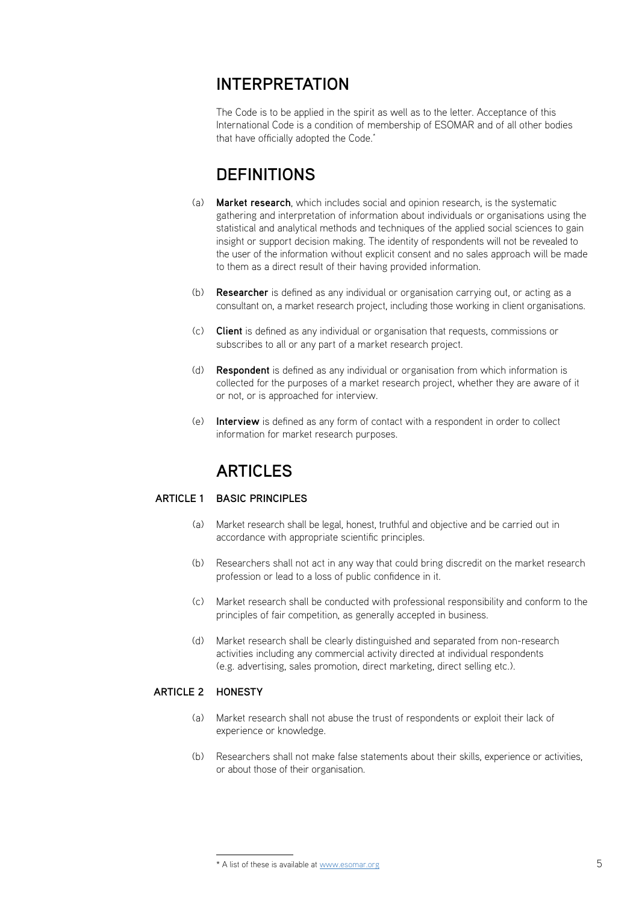## INTERPRETATION

The Code is to be applied in the spirit as well as to the letter. Acceptance of this International Code is a condition of membership of ESOMAR and of all other bodies that have officially adopted the Code.*

## DEFINITIONS

(a) **Market research**, which includes social and opinion research, is the systematic gathering and interpretation of information about individuals or organisations using the statistical and analytical methods and techniques of the applied social sciences to gain insight or support decision making. The identity of respondents will not be revealed to the user of the information without explicit consent and no sales approach will be made to them as a direct result of their having provided information.

(b) **Researcher** is defined as any individual or organisation carrying out, or acting as a consultant on, a market research project, including those working in client organisations.

(c) **Client** is defined as any individual or organisation that requests, commissions or subscribes to all or any part of a market research project.

(d) **Respondent** is defined as any individual or organisation from which information is collected for the purposes of a market research project, whether they are aware of it or not, or is approached for interview.

(e) **Interview** is defined as any form of contact with a respondent in order to collect information for market research purposes.

## ARTICLES

### ARTICLE 1 BASIC PRINCIPLES

(a) Market research shall be legal, honest, truthful and objective and be carried out in accordance with appropriate scientific principles.

(b) Researchers shall not act in any way that could bring discredit on the market research profession or lead to a loss of public confidence in it.

(c) Market research shall be conducted with professional responsibility and conform to the principles of fair competition, as generally accepted in business.

(d) Market research shall be clearly distinguished and separated from non-research activities including any commercial activity directed at individual respondents (e.g. advertising, sales promotion, direct marketing, direct selling etc.).

### ARTICLE 2 HONESTY

(a) Market research shall not abuse the trust of respondents or exploit their lack of experience or knowledge.

(b) Researchers shall not make false statements about their skills, experience or activities, or about those of their organisation.

---

* A list of these is available at www.esomar.org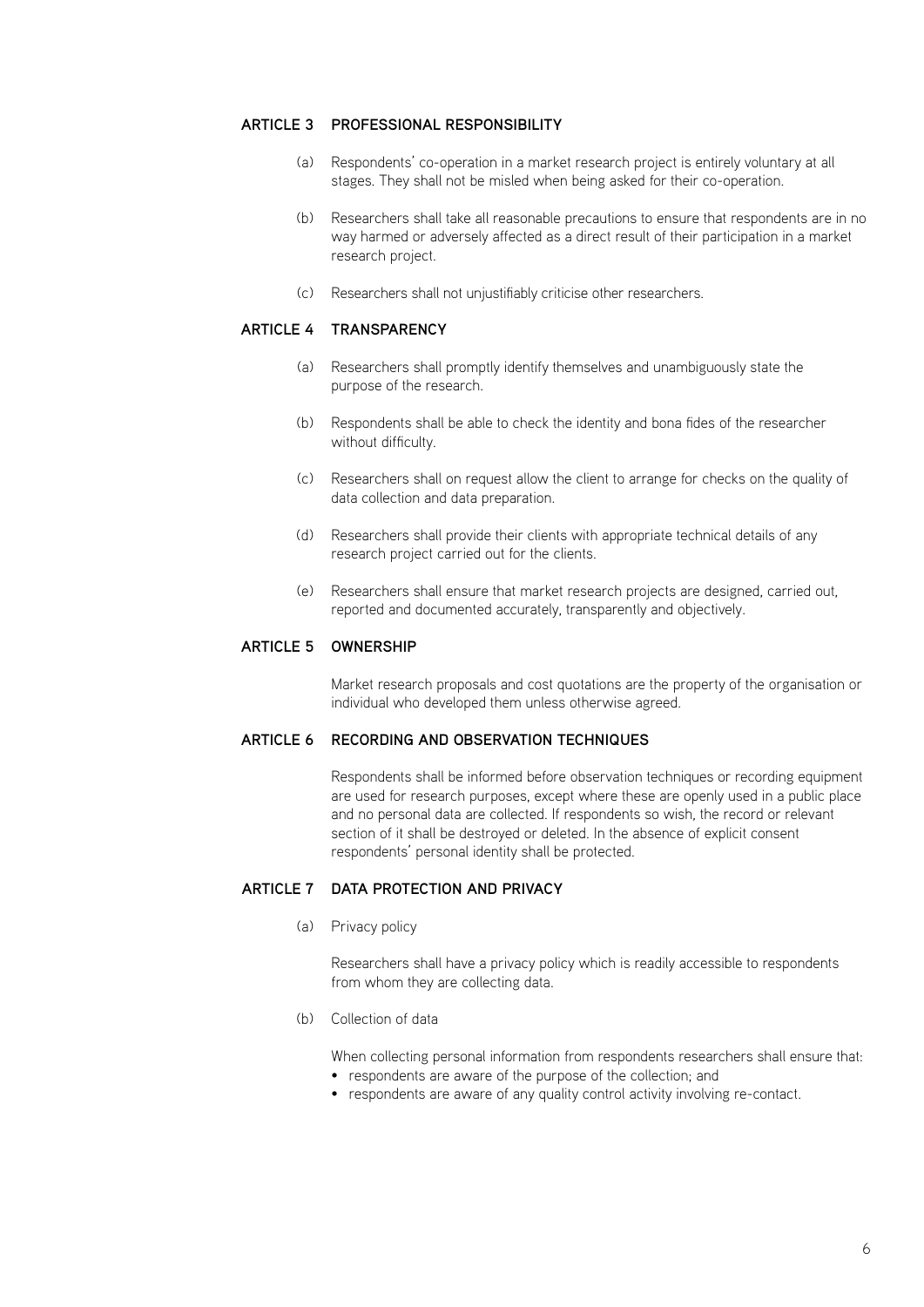## ARTICLE 3 PROFESSIONAL RESPONSIBILITY

(a) Respondents' co-operation in a market research project is entirely voluntary at all stages. They shall not be misled when being asked for their co-operation.

(b) Researchers shall take all reasonable precautions to ensure that respondents are in no way harmed or adversely affected as a direct result of their participation in a market research project.

(c) Researchers shall not unjustifiably criticise other researchers.

## ARTICLE 4 TRANSPARENCY

(a) Researchers shall promptly identify themselves and unambiguously state the purpose of the research.

(b) Respondents shall be able to check the identity and bona fides of the researcher without difficulty.

(c) Researchers shall on request allow the client to arrange for checks on the quality of data collection and data preparation.

(d) Researchers shall provide their clients with appropriate technical details of any research project carried out for the clients.

(e) Researchers shall ensure that market research projects are designed, carried out, reported and documented accurately, transparently and objectively.

## ARTICLE 5 OWNERSHIP

Market research proposals and cost quotations are the property of the organisation or individual who developed them unless otherwise agreed.

## ARTICLE 6 RECORDING AND OBSERVATION TECHNIQUES

Respondents shall be informed before observation techniques or recording equipment are used for research purposes, except where these are openly used in a public place and no personal data are collected. If respondents so wish, the record or relevant section of it shall be destroyed or deleted. In the absence of explicit consent respondents' personal identity shall be protected.

## ARTICLE 7 DATA PROTECTION AND PRIVACY

(a) Privacy policy

Researchers shall have a privacy policy which is readily accessible to respondents from whom they are collecting data.

(b) Collection of data

When collecting personal information from respondents researchers shall ensure that:

- respondents are aware of the purpose of the collection; and
- respondents are aware of any quality control activity involving re-contact.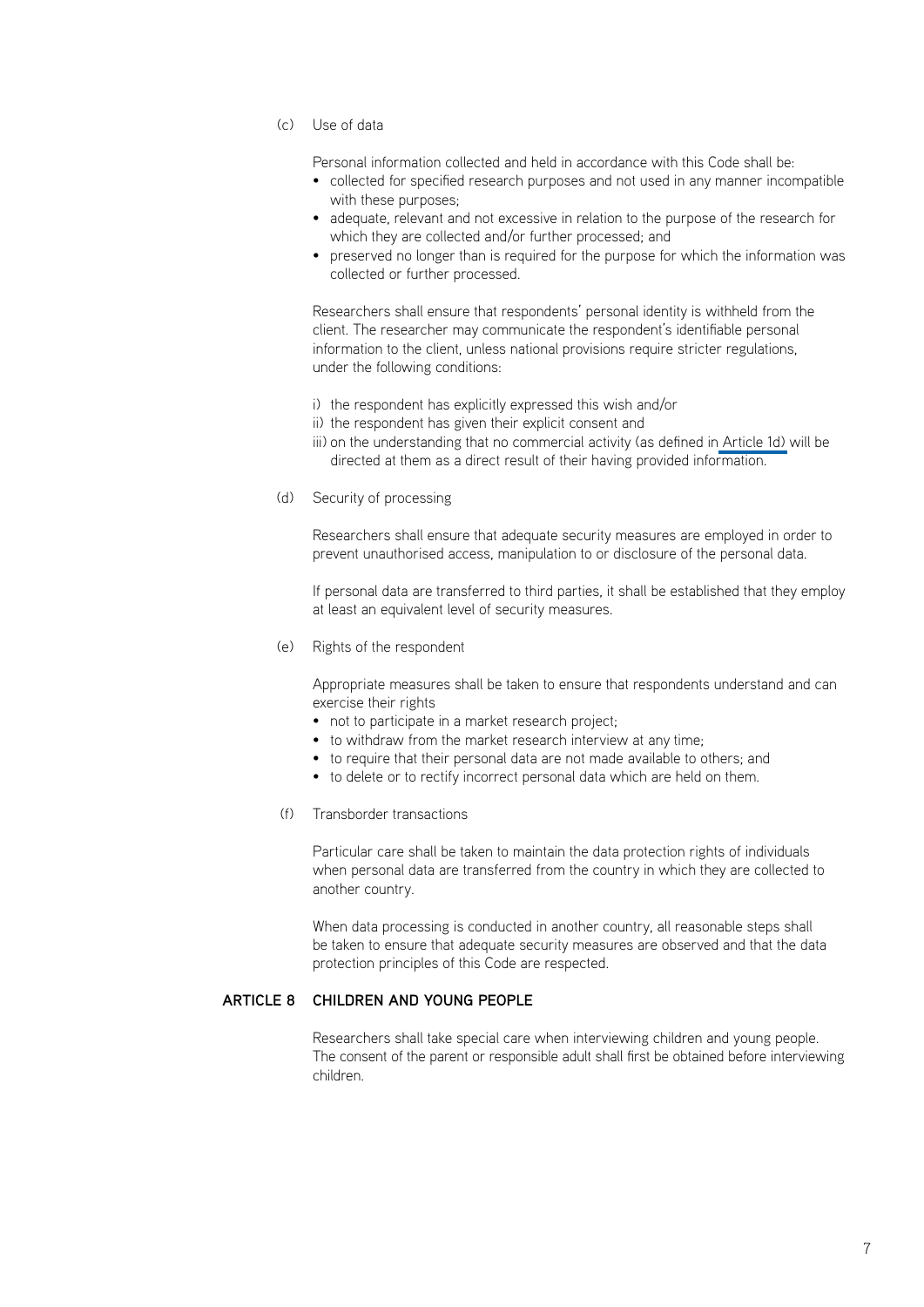(c) Use of data

Personal information collected and held in accordance with this Code shall be:

- collected for specified research purposes and not used in any manner incompatible with these purposes;
- adequate, relevant and not excessive in relation to the purpose of the research for which they are collected and/or further processed; and
- preserved no longer than is required for the purpose for which the information was collected or further processed.

Researchers shall ensure that respondents' personal identity is withheld from the client. The researcher may communicate the respondent's identifiable personal information to the client, unless national provisions require stricter regulations, under the following conditions:

i) the respondent has explicitly expressed this wish and/or
ii) the respondent has given their explicit consent and
iii) on the understanding that no commercial activity (as defined in Article 1d) will be directed at them as a direct result of their having provided information.

(d) Security of processing

Researchers shall ensure that adequate security measures are employed in order to prevent unauthorised access, manipulation to or disclosure of the personal data.

If personal data are transferred to third parties, it shall be established that they employ at least an equivalent level of security measures.

(e) Rights of the respondent

Appropriate measures shall be taken to ensure that respondents understand and can exercise their rights

- not to participate in a market research project;
- to withdraw from the market research interview at any time;
- to require that their personal data are not made available to others; and
- to delete or to rectify incorrect personal data which are held on them.

(f) Transborder transactions

Particular care shall be taken to maintain the data protection rights of individuals when personal data are transferred from the country in which they are collected to another country.

When data processing is conducted in another country, all reasonable steps shall be taken to ensure that adequate security measures are observed and that the data protection principles of this Code are respected.

## ARTICLE 8 CHILDREN AND YOUNG PEOPLE

Researchers shall take special care when interviewing children and young people. The consent of the parent or responsible adult shall first be obtained before interviewing children.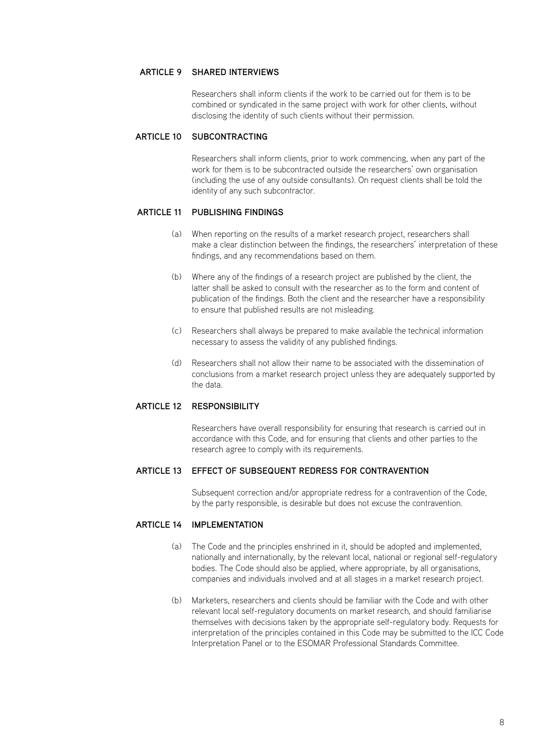## ARTICLE 9 SHARED INTERVIEWS

Researchers shall inform clients if the work to be carried out for them is to be combined or syndicated in the same project with work for other clients, without disclosing the identity of such clients without their permission.

## ARTICLE 10 SUBCONTRACTING

Researchers shall inform clients, prior to work commencing, when any part of the work for them is to be subcontracted outside the researchers' own organisation (including the use of any outside consultants). On request clients shall be told the identity of any such subcontractor.

## ARTICLE 11 PUBLISHING FINDINGS

(a) When reporting on the results of a market research project, researchers shall make a clear distinction between the findings, the researchers' interpretation of these findings, and any recommendations based on them.

(b) Where any of the findings of a research project are published by the client, the latter shall be asked to consult with the researcher as to the form and content of publication of the findings. Both the client and the researcher have a responsibility to ensure that published results are not misleading.

(c) Researchers shall always be prepared to make available the technical information necessary to assess the validity of any published findings.

(d) Researchers shall not allow their name to be associated with the dissemination of conclusions from a market research project unless they are adequately supported by the data.

## ARTICLE 12 RESPONSIBILITY

Researchers have overall responsibility for ensuring that research is carried out in accordance with this Code, and for ensuring that clients and other parties to the research agree to comply with its requirements.

## ARTICLE 13 EFFECT OF SUBSEQUENT REDRESS FOR CONTRAVENTION

Subsequent correction and/or appropriate redress for a contravention of the Code, by the party responsible, is desirable but does not excuse the contravention.

## ARTICLE 14 IMPLEMENTATION

(a) The Code and the principles enshrined in it, should be adopted and implemented, nationally and internationally, by the relevant local, national or regional self-regulatory bodies. The Code should also be applied, where appropriate, by all organisations, companies and individuals involved and at all stages in a market research project.

(b) Marketers, researchers and clients should be familiar with the Code and with other relevant local self-regulatory documents on market research, and should familiarise themselves with decisions taken by the appropriate self-regulatory body. Requests for interpretation of the principles contained in this Code may be submitted to the ICC Code Interpretation Panel or to the ESOMAR Professional Standards Committee.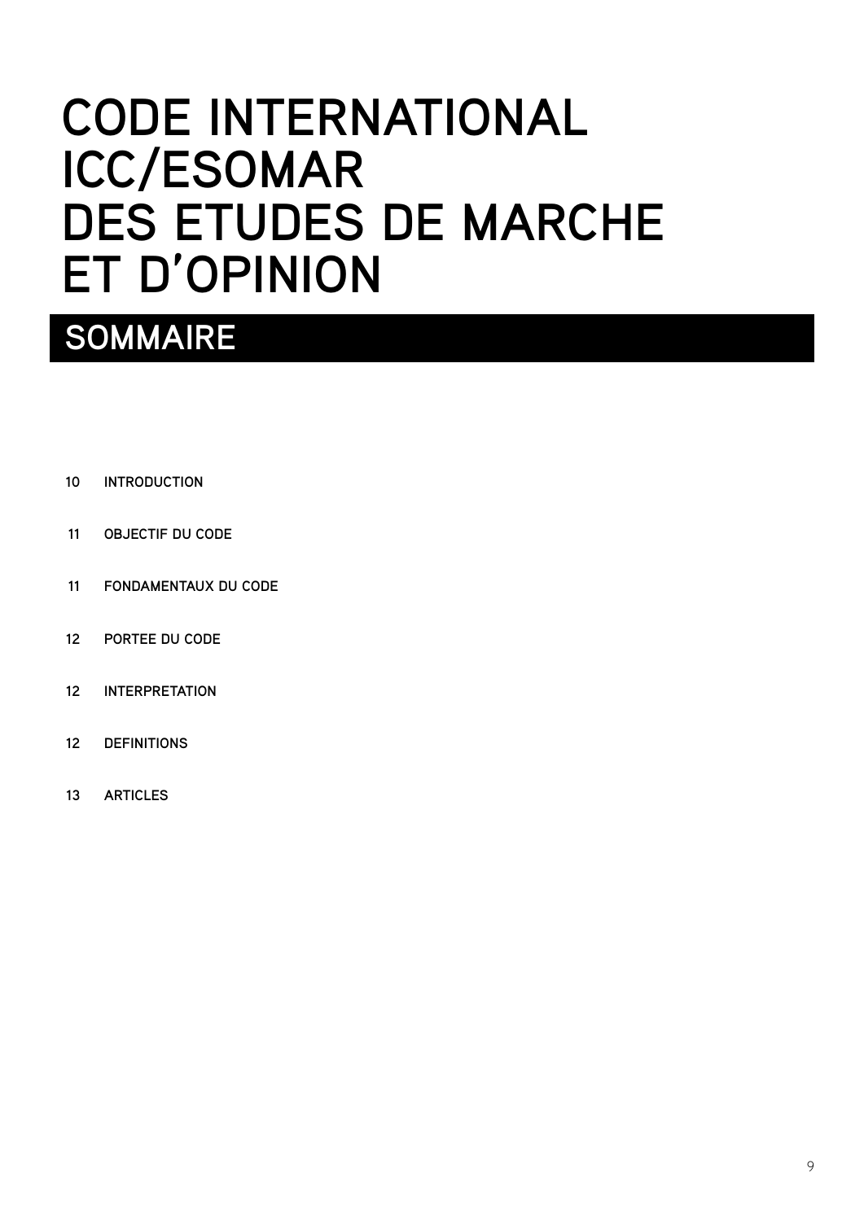# CODE INTERNATIONAL ICC/ESOMAR DES ETUDES DE MARCHE ET D'OPINION

## SOMMAIRE

| | |
|---|---|
| 10 | INTRODUCTION |
| 11 | OBJECTIF DU CODE |
| 11 | FONDAMENTAUX DU CODE |
| 12 | PORTEE DU CODE |
| 12 | INTERPRETATION |
| 12 | DEFINITIONS |
| 13 | ARTICLES |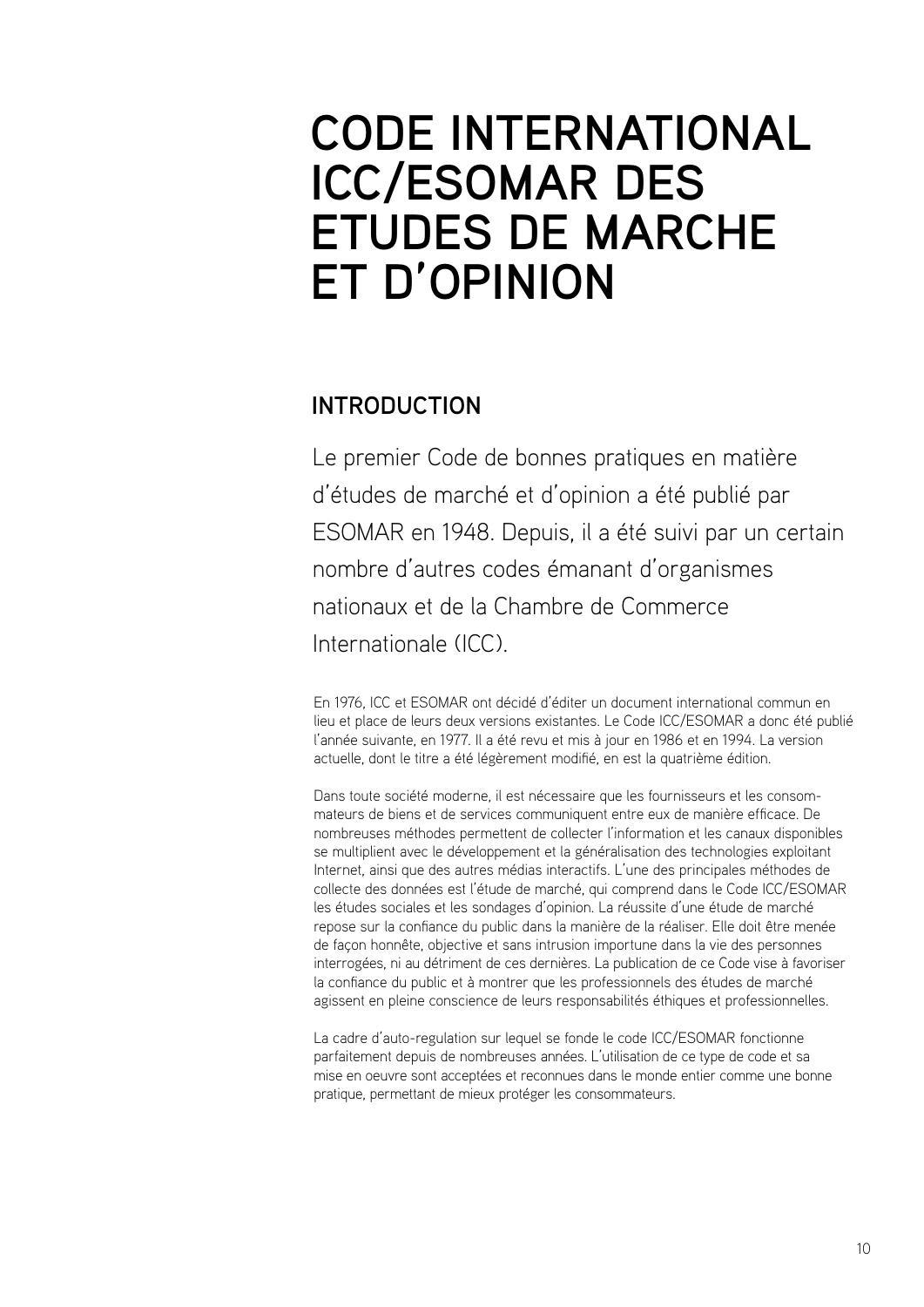# CODE INTERNATIONAL ICC/ESOMAR DES ETUDES DE MARCHE ET D'OPINION

## INTRODUCTION

Le premier Code de bonnes pratiques en matière d'études de marché et d'opinion a été publié par ESOMAR en 1948. Depuis, il a été suivi par un certain nombre d'autres codes émanant d'organismes nationaux et de la Chambre de Commerce Internationale (ICC).

En 1976, ICC et ESOMAR ont décidé d'éditer un document international commun en lieu et place de leurs deux versions existantes. Le Code ICC/ESOMAR a donc été publié l'année suivante, en 1977. Il a été revu et mis à jour en 1986 et en 1994. La version actuelle, dont le titre a été légèrement modifié, en est la quatrième édition.

Dans toute société moderne, il est nécessaire que les fournisseurs et les consommateurs de biens et de services communiquent entre eux de manière efficace. De nombreuses méthodes permettent de collecter l'information et les canaux disponibles se multiplient avec le développement et la généralisation des technologies exploitant Internet, ainsi que des autres médias interactifs. L'une des principales méthodes de collecte des données est l'étude de marché, qui comprend dans le Code ICC/ESOMAR les études sociales et les sondages d'opinion. La réussite d'une étude de marché repose sur la confiance du public dans la manière de la réaliser. Elle doit être menée de façon honnête, objective et sans intrusion importune dans la vie des personnes interrogées, ni au détriment de ces dernières. La publication de ce Code vise à favoriser la confiance du public et à montrer que les professionnels des études de marché agissent en pleine conscience de leurs responsabilités éthiques et professionnelles.

La cadre d'auto-regulation sur lequel se fonde le code ICC/ESOMAR fonctionne parfaitement depuis de nombreuses années. L'utilisation de ce type de code et sa mise en oeuvre sont acceptées et reconnues dans le monde entier comme une bonne pratique, permettant de mieux protéger les consommateurs.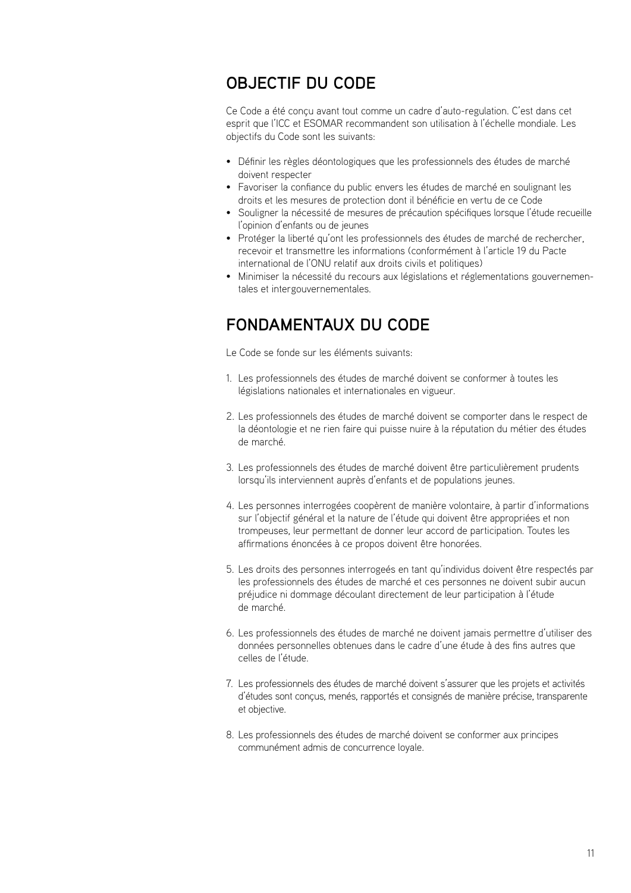## OBJECTIF DU CODE

Ce Code a été conçu avant tout comme un cadre d'auto-regulation. C'est dans cet esprit que l'ICC et ESOMAR recommandent son utilisation à l'échelle mondiale. Les objectifs du Code sont les suivants:

- Définir les règles déontologiques que les professionnels des études de marché doivent respecter
- Favoriser la confiance du public envers les études de marché en soulignant les droits et les mesures de protection dont il bénéficie en vertu de ce Code
- Souligner la nécessité de mesures de précaution spécifiques lorsque l'étude recueille l'opinion d'enfants ou de jeunes
- Protéger la liberté qu'ont les professionnels des études de marché de rechercher, recevoir et transmettre les informations (conformément à l'article 19 du Pacte international de l'ONU relatif aux droits civils et politiques)
- Minimiser la nécessité du recours aux législations et réglementations gouvernementales et intergouvernementales.

## FONDAMENTAUX DU CODE

Le Code se fonde sur les éléments suivants:

1. Les professionnels des études de marché doivent se conformer à toutes les législations nationales et internationales en vigueur.

2. Les professionnels des études de marché doivent se comporter dans le respect de la déontologie et ne rien faire qui puisse nuire à la réputation du métier des études de marché.

3. Les professionnels des études de marché doivent être particulièrement prudents lorsqu'ils interviennent auprès d'enfants et de populations jeunes.

4. Les personnes interrogées coopèrent de manière volontaire, à partir d'informations sur l'objectif général et la nature de l'étude qui doivent être appropriées et non trompeuses, leur permettant de donner leur accord de participation. Toutes les affirmations énoncées à ce propos doivent être honorées.

5. Les droits des personnes interrogeés en tant qu'individus doivent être respectés par les professionnels des études de marché et ces personnes ne doivent subir aucun préjudice ni dommage découlant directement de leur participation à l'étude de marché.

6. Les professionnels des études de marché ne doivent jamais permettre d'utiliser des données personnelles obtenues dans le cadre d'une étude à des fins autres que celles de l'étude.

7. Les professionnels des études de marché doivent s'assurer que les projets et activités d'études sont conçus, menés, rapportés et consignés de manière précise, transparente et objective.

8. Les professionnels des études de marché doivent se conformer aux principes communément admis de concurrence loyale.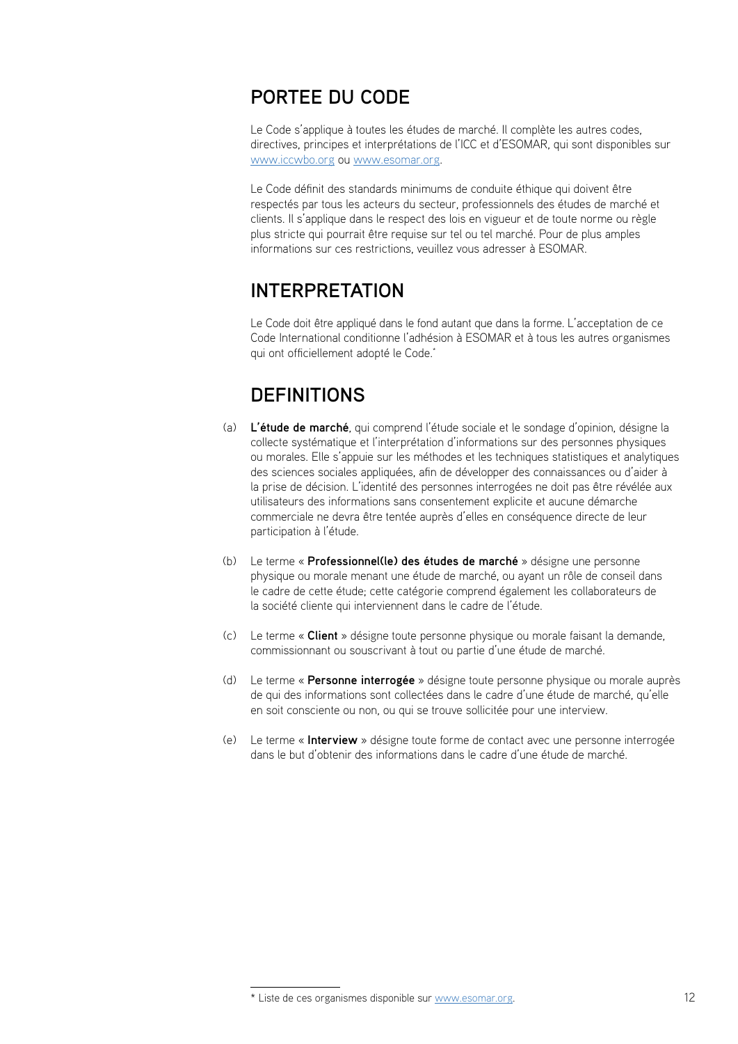## PORTEE DU CODE

Le Code s'applique à toutes les études de marché. Il complète les autres codes, directives, principes et interprétations de l'ICC et d'ESOMAR, qui sont disponibles sur www.iccwbo.org ou www.esomar.org.

Le Code définit des standards minimums de conduite éthique qui doivent être respectés par tous les acteurs du secteur, professionnels des études de marché et clients. Il s'applique dans le respect des lois en vigueur et de toute norme ou règle plus stricte qui pourrait être requise sur tel ou tel marché. Pour de plus amples informations sur ces restrictions, veuillez vous adresser à ESOMAR.

## INTERPRETATION

Le Code doit être appliqué dans le fond autant que dans la forme. L'acceptation de ce Code International conditionne l'adhésion à ESOMAR et à tous les autres organismes qui ont officiellement adopté le Code.*

## DEFINITIONS

(a) **L'étude de marché**, qui comprend l'étude sociale et le sondage d'opinion, désigne la collecte systématique et l'interprétation d'informations sur des personnes physiques ou morales. Elle s'appuie sur les méthodes et les techniques statistiques et analytiques des sciences sociales appliquées, afin de développer des connaissances ou d'aider à la prise de décision. L'identité des personnes interrogées ne doit pas être révélée aux utilisateurs des informations sans consentement explicite et aucune démarche commerciale ne devra être tentée auprès d'elles en conséquence directe de leur participation à l'étude.

(b) Le terme « **Professionnel(le) des études de marché** » désigne une personne physique ou morale menant une étude de marché, ou ayant un rôle de conseil dans le cadre de cette étude; cette catégorie comprend également les collaborateurs de la société cliente qui interviennent dans le cadre de l'étude.

(c) Le terme « **Client** » désigne toute personne physique ou morale faisant la demande, commissionnant ou souscrivant à tout ou partie d'une étude de marché.

(d) Le terme « **Personne interrogée** » désigne toute personne physique ou morale auprès de qui des informations sont collectées dans le cadre d'une étude de marché, qu'elle en soit consciente ou non, ou qui se trouve sollicitée pour une interview.

(e) Le terme « **Interview** » désigne toute forme de contact avec une personne interrogée dans le but d'obtenir des informations dans le cadre d'une étude de marché.

---

* Liste de ces organismes disponible sur www.esomar.org.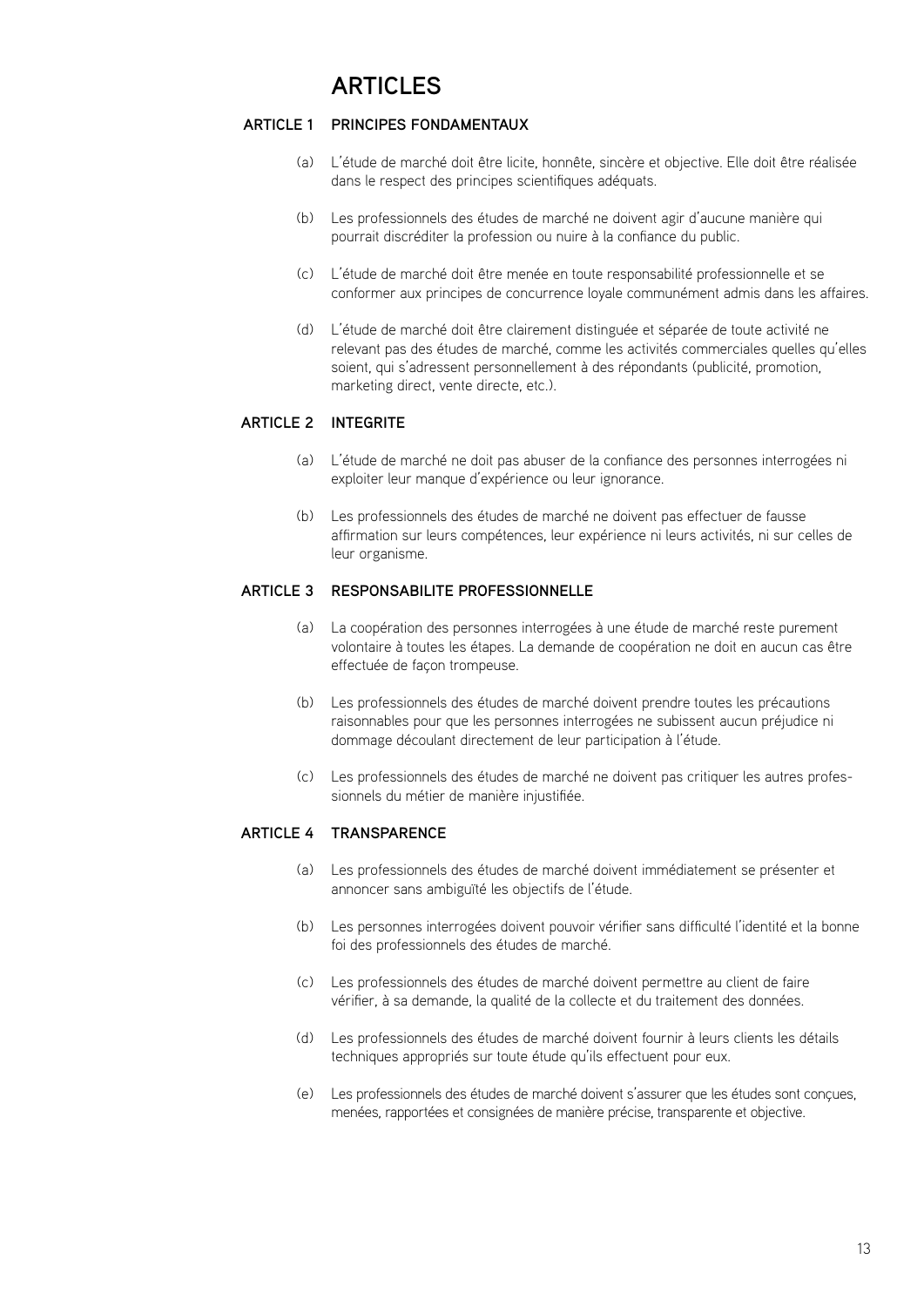# ARTICLES

## ARTICLE 1 PRINCIPES FONDAMENTAUX

(a) L'étude de marché doit être licite, honnête, sincère et objective. Elle doit être réalisée dans le respect des principes scientifiques adéquats.

(b) Les professionnels des études de marché ne doivent agir d'aucune manière qui pourrait discréditer la profession ou nuire à la confiance du public.

(c) L'étude de marché doit être menée en toute responsabilité professionnelle et se conformer aux principes de concurrence loyale communément admis dans les affaires.

(d) L'étude de marché doit être clairement distinguée et séparée de toute activité ne relevant pas des études de marché, comme les activités commerciales quelles qu'elles soient, qui s'adressent personnellement à des répondants (publicité, promotion, marketing direct, vente directe, etc.).

## ARTICLE 2 INTEGRITE

(a) L'étude de marché ne doit pas abuser de la confiance des personnes interrogées ni exploiter leur manque d'expérience ou leur ignorance.

(b) Les professionnels des études de marché ne doivent pas effectuer de fausse affirmation sur leurs compétences, leur expérience ni leurs activités, ni sur celles de leur organisme.

## ARTICLE 3 RESPONSABILITE PROFESSIONNELLE

(a) La coopération des personnes interrogées à une étude de marché reste purement volontaire à toutes les étapes. La demande de coopération ne doit en aucun cas être effectuée de façon trompeuse.

(b) Les professionnels des études de marché doivent prendre toutes les précautions raisonnables pour que les personnes interrogées ne subissent aucun préjudice ni dommage découlant directement de leur participation à l'étude.

(c) Les professionnels des études de marché ne doivent pas critiquer les autres professionnels du métier de manière injustifiée.

## ARTICLE 4 TRANSPARENCE

(a) Les professionnels des études de marché doivent immédiatement se présenter et annoncer sans ambiguïté les objectifs de l'étude.

(b) Les personnes interrogées doivent pouvoir vérifier sans difficulté l'identité et la bonne foi des professionnels des études de marché.

(c) Les professionnels des études de marché doivent permettre au client de faire vérifier, à sa demande, la qualité de la collecte et du traitement des données.

(d) Les professionnels des études de marché doivent fournir à leurs clients les détails techniques appropriés sur toute étude qu'ils effectuent pour eux.

(e) Les professionnels des études de marché doivent s'assurer que les études sont conçues, menées, rapportées et consignées de manière précise, transparente et objective.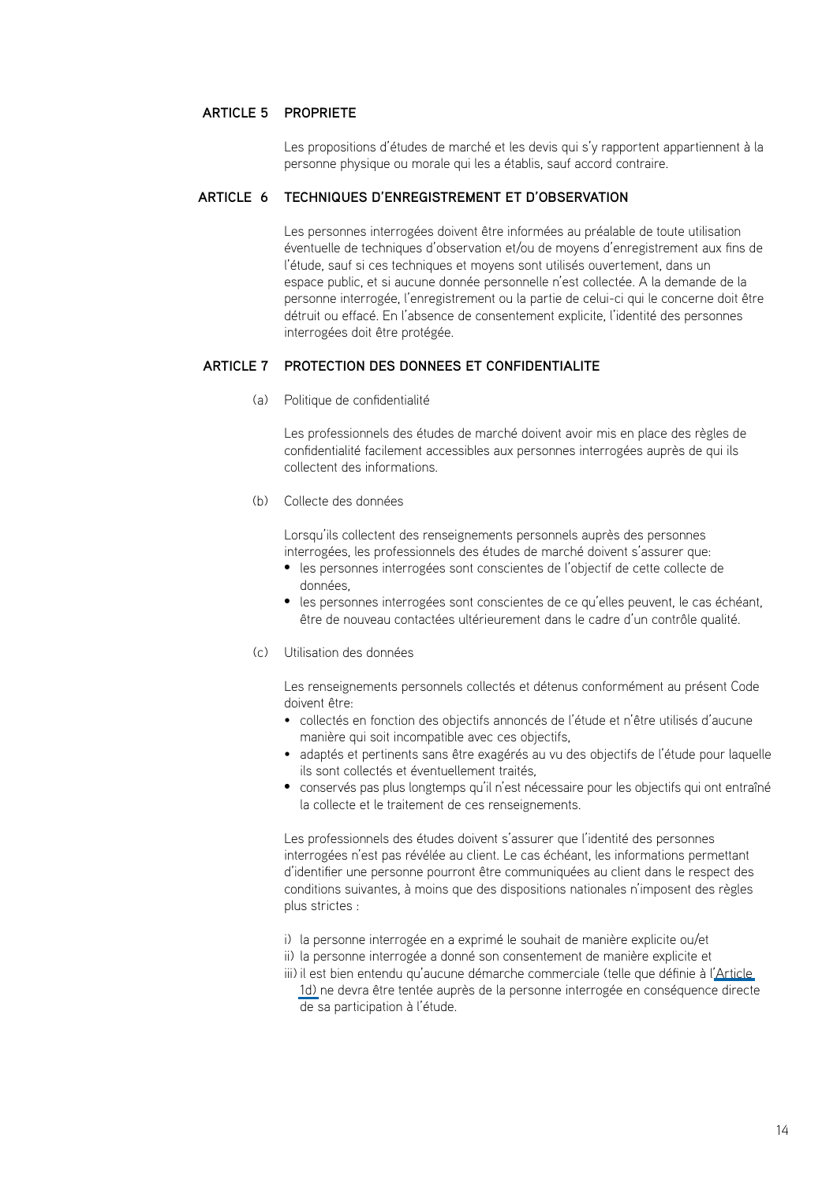## ARTICLE 5 PROPRIETE

Les propositions d'études de marché et les devis qui s'y rapportent appartiennent à la personne physique ou morale qui les a établis, sauf accord contraire.

## ARTICLE 6 TECHNIQUES D'ENREGISTREMENT ET D'OBSERVATION

Les personnes interrogées doivent être informées au préalable de toute utilisation éventuelle de techniques d'observation et/ou de moyens d'enregistrement aux fins de l'étude, sauf si ces techniques et moyens sont utilisés ouvertement, dans un espace public, et si aucune donnée personnelle n'est collectée. A la demande de la personne interrogée, l'enregistrement ou la partie de celui-ci qui le concerne doit être détruit ou effacé. En l'absence de consentement explicite, l'identité des personnes interrogées doit être protégée.

## ARTICLE 7 PROTECTION DES DONNEES ET CONFIDENTIALITE

(a) Politique de confidentialité

Les professionnels des études de marché doivent avoir mis en place des règles de confidentialité facilement accessibles aux personnes interrogées auprès de qui ils collectent des informations.

(b) Collecte des données

Lorsqu'ils collectent des renseignements personnels auprès des personnes interrogées, les professionnels des études de marché doivent s'assurer que:

- les personnes interrogées sont conscientes de l'objectif de cette collecte de données,
- les personnes interrogées sont conscientes de ce qu'elles peuvent, le cas échéant, être de nouveau contactées ultérieurement dans le cadre d'un contrôle qualité.

(c) Utilisation des données

Les renseignements personnels collectés et détenus conformément au présent Code doivent être:

- collectés en fonction des objectifs annoncés de l'étude et n'être utilisés d'aucune manière qui soit incompatible avec ces objectifs,
- adaptés et pertinents sans être exagérés au vu des objectifs de l'étude pour laquelle ils sont collectés et éventuellement traités,
- conservés pas plus longtemps qu'il n'est nécessaire pour les objectifs qui ont entraîné la collecte et le traitement de ces renseignements.

Les professionnels des études doivent s'assurer que l'identité des personnes interrogées n'est pas révélée au client. Le cas échéant, les informations permettant d'identifier une personne pourront être communiquées au client dans le respect des conditions suivantes, à moins que des dispositions nationales n'imposent des règles plus strictes :

i) la personne interrogée en a exprimé le souhait de manière explicite ou/et
ii) la personne interrogée a donné son consentement de manière explicite et
iii) il est bien entendu qu'aucune démarche commerciale (telle que définie à l'Article 1d) ne devra être tentée auprès de la personne interrogée en conséquence directe de sa participation à l'étude.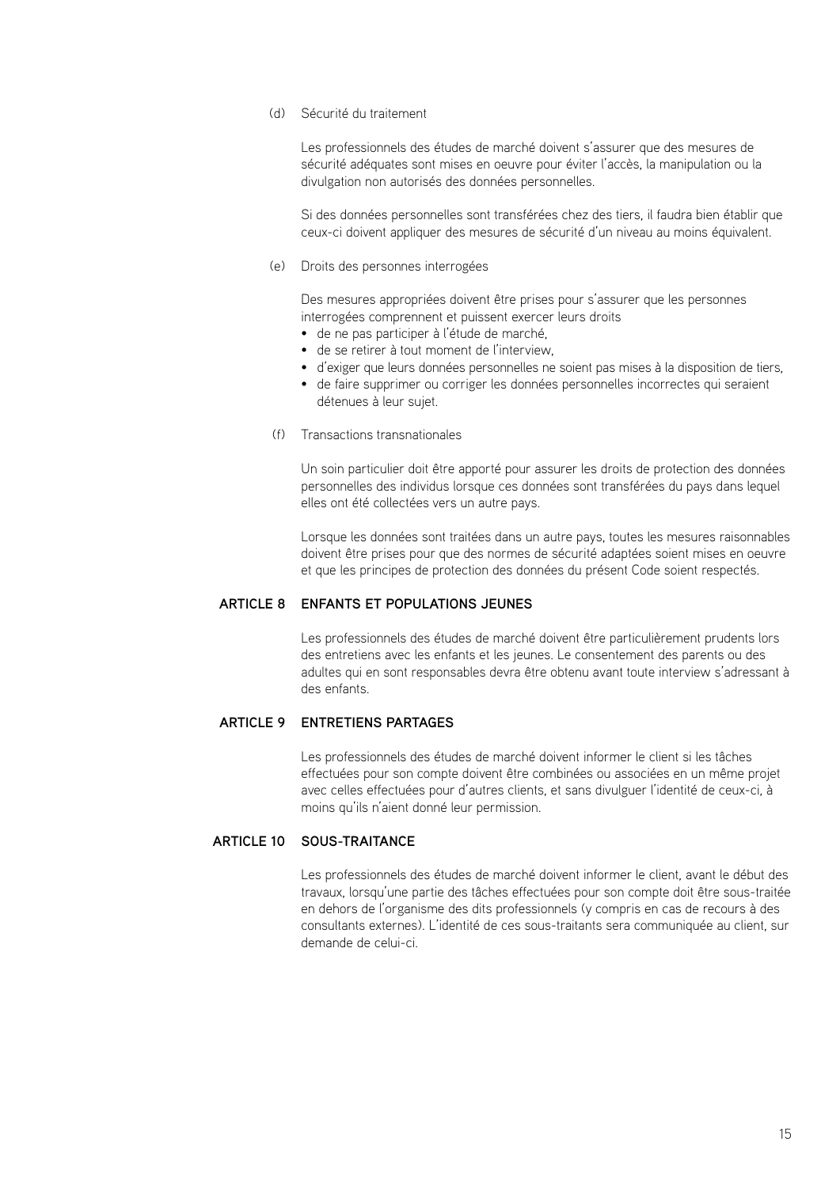(d) Sécurité du traitement

Les professionnels des études de marché doivent s'assurer que des mesures de sécurité adéquates sont mises en oeuvre pour éviter l'accès, la manipulation ou la divulgation non autorisés des données personnelles.

Si des données personnelles sont transférées chez des tiers, il faudra bien établir que ceux-ci doivent appliquer des mesures de sécurité d'un niveau au moins équivalent.

(e) Droits des personnes interrogées

Des mesures appropriées doivent être prises pour s'assurer que les personnes interrogées comprennent et puissent exercer leurs droits

- de ne pas participer à l'étude de marché,
- de se retirer à tout moment de l'interview,
- d'exiger que leurs données personnelles ne soient pas mises à la disposition de tiers,
- de faire supprimer ou corriger les données personnelles incorrectes qui seraient détenues à leur sujet.

(f) Transactions transnationales

Un soin particulier doit être apporté pour assurer les droits de protection des données personnelles des individus lorsque ces données sont transférées du pays dans lequel elles ont été collectées vers un autre pays.

Lorsque les données sont traitées dans un autre pays, toutes les mesures raisonnables doivent être prises pour que des normes de sécurité adaptées soient mises en oeuvre et que les principes de protection des données du présent Code soient respectés.

## ARTICLE 8 ENFANTS ET POPULATIONS JEUNES

Les professionnels des études de marché doivent être particulièrement prudents lors des entretiens avec les enfants et les jeunes. Le consentement des parents ou des adultes qui en sont responsables devra être obtenu avant toute interview s'adressant à des enfants.

## ARTICLE 9 ENTRETIENS PARTAGES

Les professionnels des études de marché doivent informer le client si les tâches effectuées pour son compte doivent être combinées ou associées en un même projet avec celles effectuées pour d'autres clients, et sans divulguer l'identité de ceux-ci, à moins qu'ils n'aient donné leur permission.

## ARTICLE 10 SOUS-TRAITANCE

Les professionnels des études de marché doivent informer le client, avant le début des travaux, lorsqu'une partie des tâches effectuées pour son compte doit être sous-traitée en dehors de l'organisme des dits professionnels (y compris en cas de recours à des consultants externes). L'identité de ces sous-traitants sera communiquée au client, sur demande de celui-ci.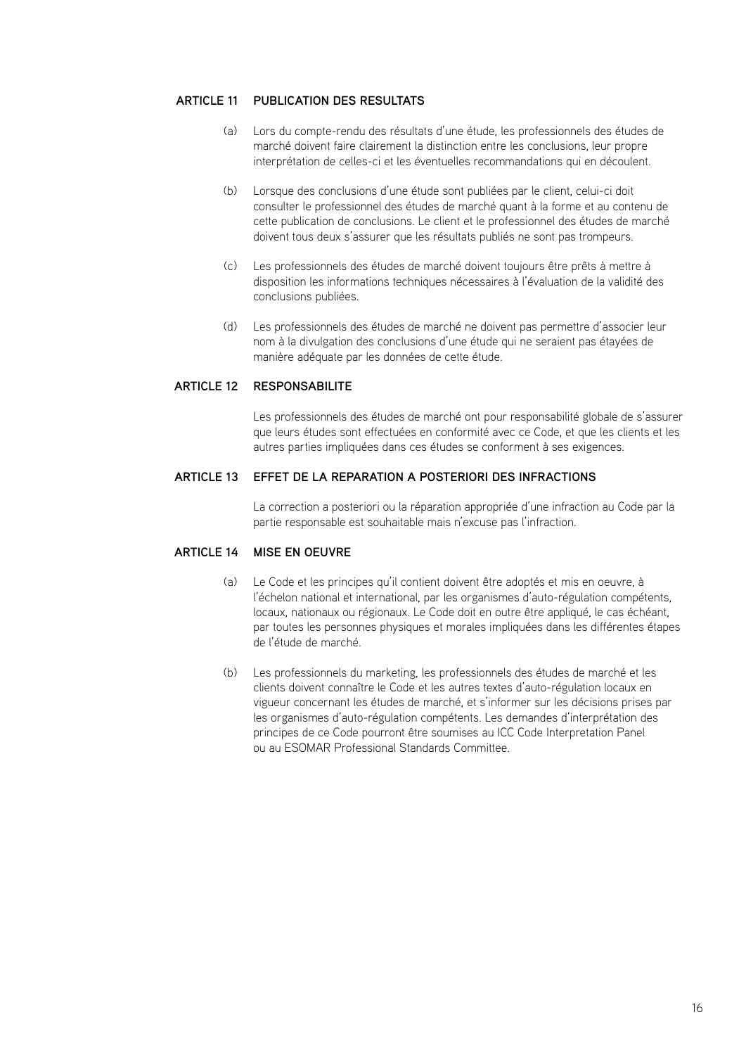### ARTICLE 11 PUBLICATION DES RESULTATS

(a) Lors du compte-rendu des résultats d'une étude, les professionnels des études de marché doivent faire clairement la distinction entre les conclusions, leur propre interprétation de celles-ci et les éventuelles recommandations qui en découlent.

(b) Lorsque des conclusions d'une étude sont publiées par le client, celui-ci doit consulter le professionnel des études de marché quant à la forme et au contenu de cette publication de conclusions. Le client et le professionnel des études de marché doivent tous deux s'assurer que les résultats publiés ne sont pas trompeurs.

(c) Les professionnels des études de marché doivent toujours être prêts à mettre à disposition les informations techniques nécessaires à l'évaluation de la validité des conclusions publiées.

(d) Les professionnels des études de marché ne doivent pas permettre d'associer leur nom à la divulgation des conclusions d'une étude qui ne seraient pas étayées de manière adéquate par les données de cette étude.

### ARTICLE 12 RESPONSABILITE

Les professionnels des études de marché ont pour responsabilité globale de s'assurer que leurs études sont effectuées en conformité avec ce Code, et que les clients et les autres parties impliquées dans ces études se conforment à ses exigences.

### ARTICLE 13 EFFET DE LA REPARATION A POSTERIORI DES INFRACTIONS

La correction a posteriori ou la réparation appropriée d'une infraction au Code par la partie responsable est souhaitable mais n'excuse pas l'infraction.

### ARTICLE 14 MISE EN OEUVRE

(a) Le Code et les principes qu'il contient doivent être adoptés et mis en oeuvre, à l'échelon national et international, par les organismes d'auto-régulation compétents, locaux, nationaux ou régionaux. Le Code doit en outre être appliqué, le cas échéant, par toutes les personnes physiques et morales impliquées dans les différentes étapes de l'étude de marché.

(b) Les professionnels du marketing, les professionnels des études de marché et les clients doivent connaître le Code et les autres textes d'auto-régulation locaux en vigueur concernant les études de marché, et s'informer sur les décisions prises par les organismes d'auto-régulation compétents. Les demandes d'interprétation des principes de ce Code pourront être soumises au ICC Code Interpretation Panel ou au ESOMAR Professional Standards Committee.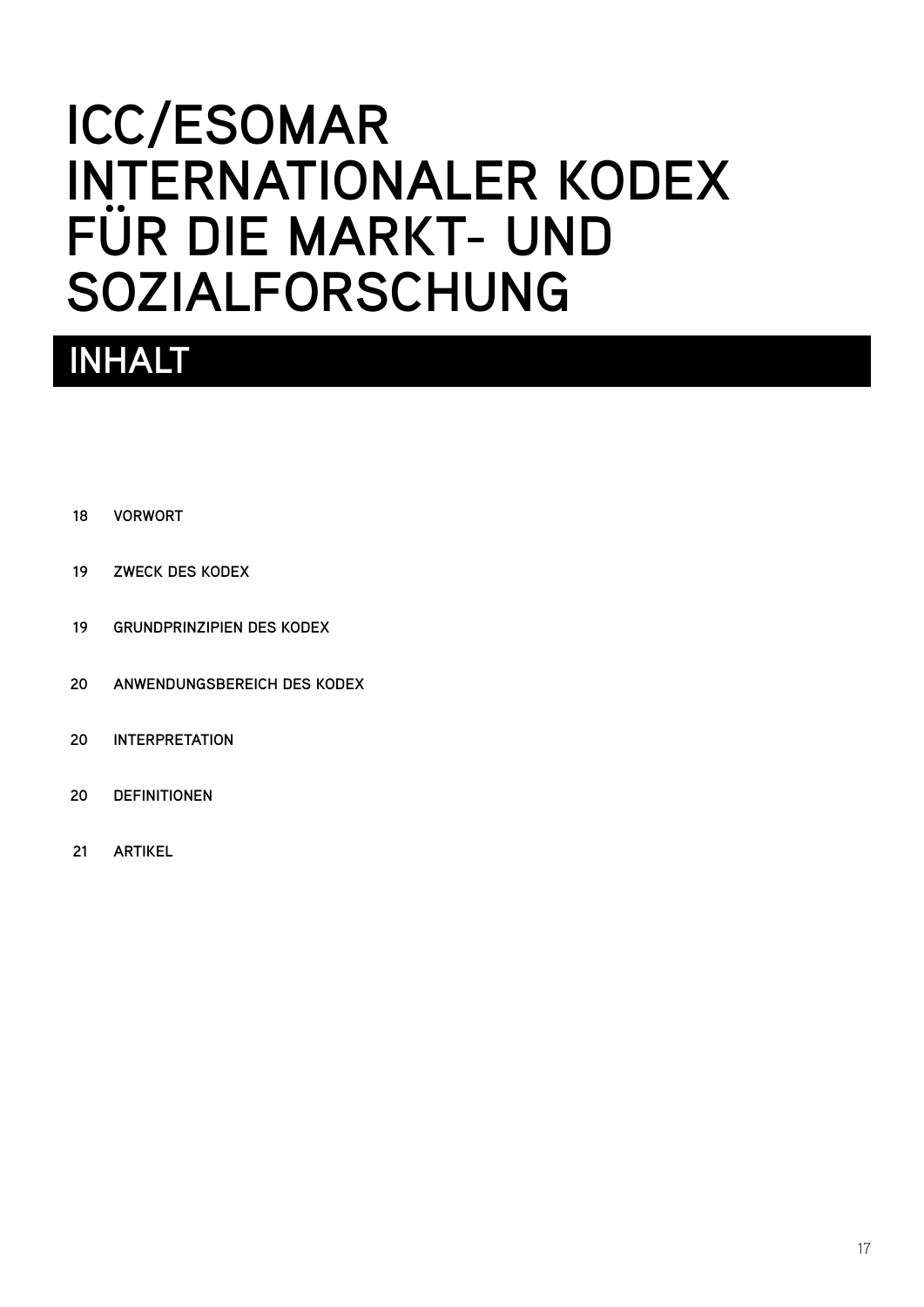# ICC/ESOMAR INTERNATIONALER KODEX FÜR DIE MARKT- UND SOZIALFORSCHUNG

## INHALT

| | |
|---|---|
| 18 | VORWORT |
| 19 | ZWECK DES KODEX |
| 19 | GRUNDPRINZIPIEN DES KODEX |
| 20 | ANWENDUNGSBEREICH DES KODEX |
| 20 | INTERPRETATION |
| 20 | DEFINITIONEN |
| 21 | ARTIKEL |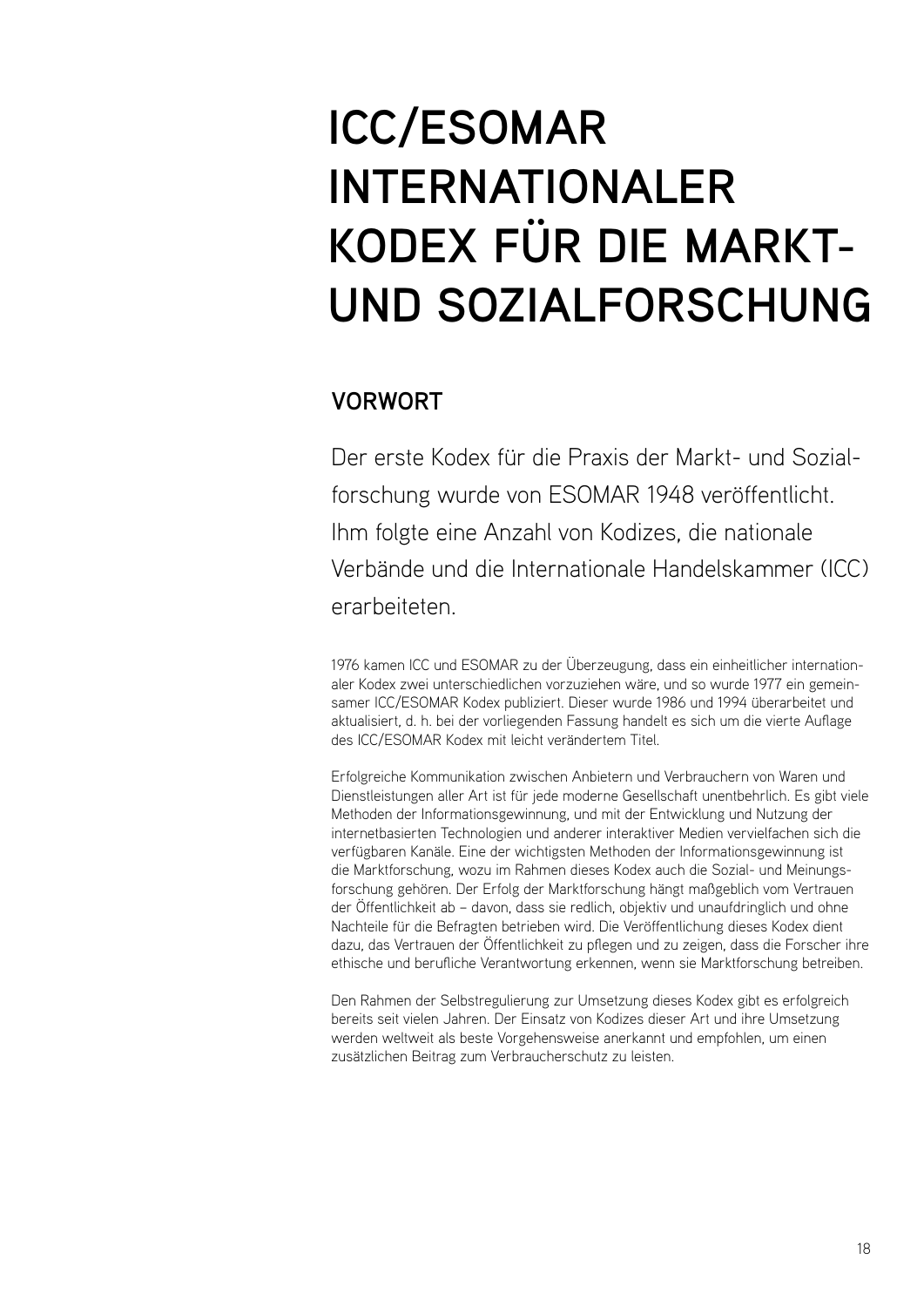# ICC/ESOMAR INTERNATIONALER KODEX FÜR DIE MARKT- UND SOZIALFORSCHUNG

## VORWORT

Der erste Kodex für die Praxis der Markt- und Sozialforschung wurde von ESOMAR 1948 veröffentlicht. Ihm folgte eine Anzahl von Kodizes, die nationale Verbände und die Internationale Handelskammer (ICC) erarbeiteten.

1976 kamen ICC und ESOMAR zu der Überzeugung, dass ein einheitlicher internationaler Kodex zwei unterschiedlichen vorzuziehen wäre, und so wurde 1977 ein gemeinsamer ICC/ESOMAR Kodex publiziert. Dieser wurde 1986 und 1994 überarbeitet und aktualisiert, d. h. bei der vorliegenden Fassung handelt es sich um die vierte Auflage des ICC/ESOMAR Kodex mit leicht verändertem Titel.

Erfolgreiche Kommunikation zwischen Anbietern und Verbrauchern von Waren und Dienstleistungen aller Art ist für jede moderne Gesellschaft unentbehrlich. Es gibt viele Methoden der Informationsgewinnung, und mit der Entwicklung und Nutzung der internetbasierten Technologien und anderer interaktiver Medien vervielfachen sich die verfügbaren Kanäle. Eine der wichtigsten Methoden der Informationsgewinnung ist die Marktforschung, wozu im Rahmen dieses Kodex auch die Sozial- und Meinungsforschung gehören. Der Erfolg der Marktforschung hängt maßgeblich vom Vertrauen der Öffentlichkeit ab – davon, dass sie redlich, objektiv und unaufdringlich und ohne Nachteile für die Befragten betrieben wird. Die Veröffentlichung dieses Kodex dient dazu, das Vertrauen der Öffentlichkeit zu pflegen und zu zeigen, dass die Forscher ihre ethische und berufliche Verantwortung erkennen, wenn sie Marktforschung betreiben.

Den Rahmen der Selbstregulierung zur Umsetzung dieses Kodex gibt es erfolgreich bereits seit vielen Jahren. Der Einsatz von Kodizes dieser Art und ihre Umsetzung werden weltweit als beste Vorgehensweise anerkannt und empfohlen, um einen zusätzlichen Beitrag zum Verbraucherschutz zu leisten.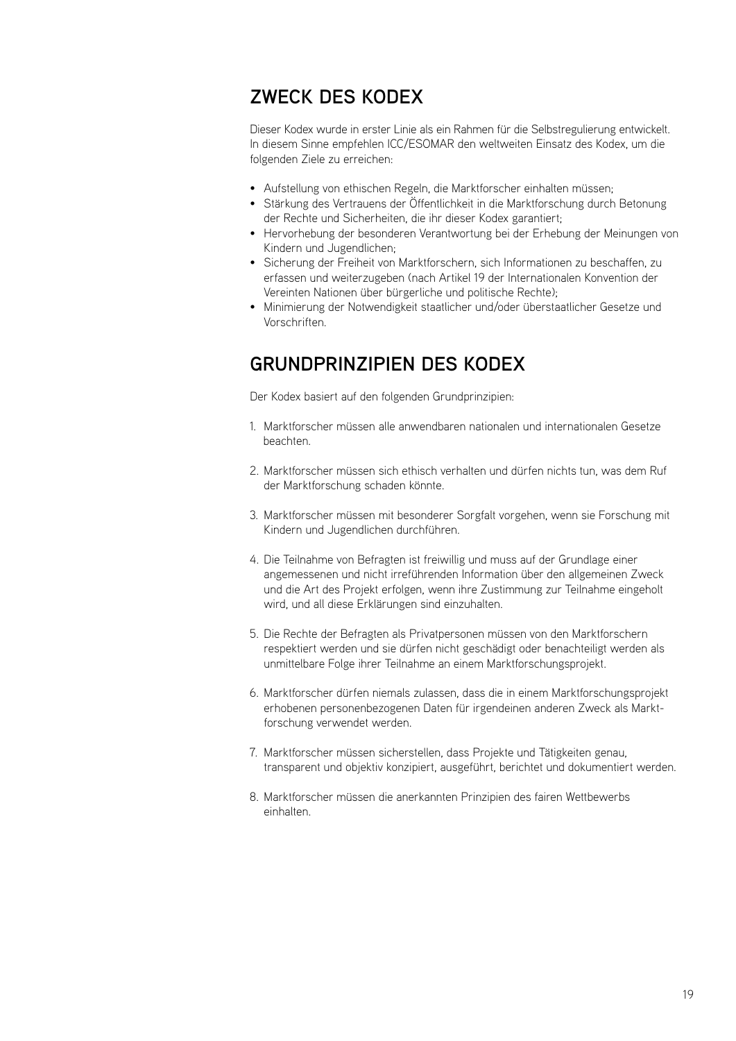## ZWECK DES KODEX

Dieser Kodex wurde in erster Linie als ein Rahmen für die Selbstregulierung entwickelt. In diesem Sinne empfehlen ICC/ESOMAR den weltweiten Einsatz des Kodex, um die folgenden Ziele zu erreichen:

- Aufstellung von ethischen Regeln, die Marktforscher einhalten müssen;
- Stärkung des Vertrauens der Öffentlichkeit in die Marktforschung durch Betonung der Rechte und Sicherheiten, die ihr dieser Kodex garantiert;
- Hervorhebung der besonderen Verantwortung bei der Erhebung der Meinungen von Kindern und Jugendlichen;
- Sicherung der Freiheit von Marktforschern, sich Informationen zu beschaffen, zu erfassen und weiterzugeben (nach Artikel 19 der Internationalen Konvention der Vereinten Nationen über bürgerliche und politische Rechte);
- Minimierung der Notwendigkeit staatlicher und/oder überstaatlicher Gesetze und Vorschriften.

## GRUNDPRINZIPIEN DES KODEX

Der Kodex basiert auf den folgenden Grundprinzipien:

1. Marktforscher müssen alle anwendbaren nationalen und internationalen Gesetze beachten.

2. Marktforscher müssen sich ethisch verhalten und dürfen nichts tun, was dem Ruf der Marktforschung schaden könnte.

3. Marktforscher müssen mit besonderer Sorgfalt vorgehen, wenn sie Forschung mit Kindern und Jugendlichen durchführen.

4. Die Teilnahme von Befragten ist freiwillig und muss auf der Grundlage einer angemessenen und nicht irreführenden Information über den allgemeinen Zweck und die Art des Projekt erfolgen, wenn ihre Zustimmung zur Teilnahme eingeholt wird, und all diese Erklärungen sind einzuhalten.

5. Die Rechte der Befragten als Privatpersonen müssen von den Marktforschern respektiert werden und sie dürfen nicht geschädigt oder benachteiligt werden als unmittelbare Folge ihrer Teilnahme an einem Marktforschungsprojekt.

6. Marktforscher dürfen niemals zulassen, dass die in einem Marktforschungsprojekt erhobenen personenbezogenen Daten für irgendeinen anderen Zweck als Marktforschung verwendet werden.

7. Marktforscher müssen sicherstellen, dass Projekte und Tätigkeiten genau, transparent und objektiv konzipiert, ausgeführt, berichtet und dokumentiert werden.

8. Marktforscher müssen die anerkannten Prinzipien des fairen Wettbewerbs einhalten.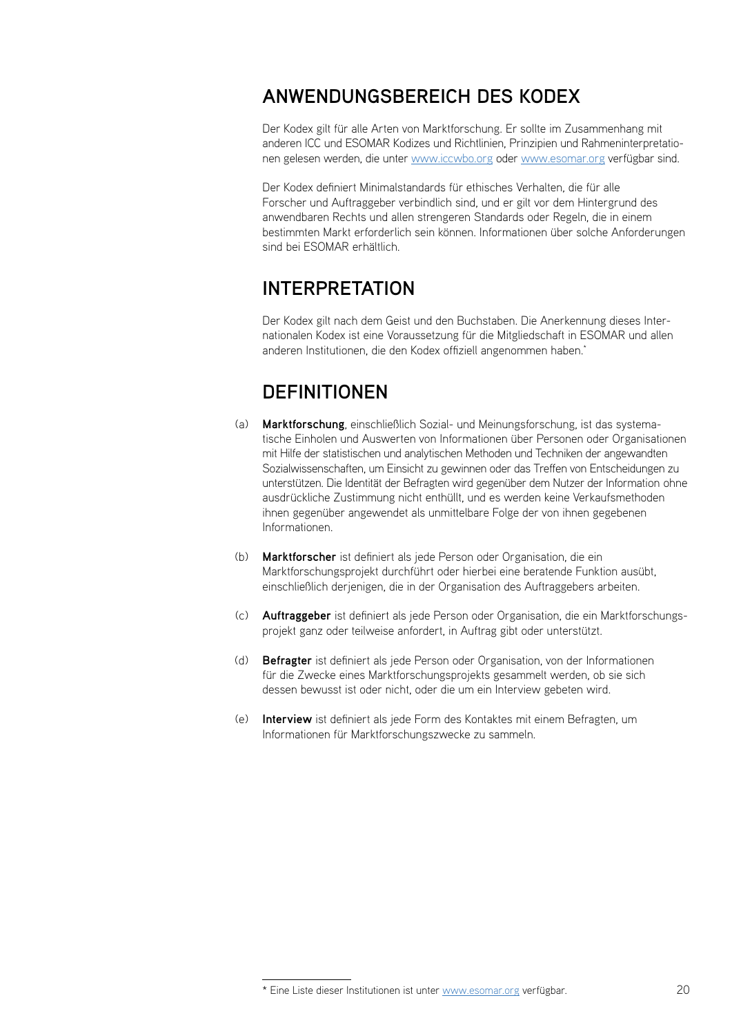## ANWENDUNGSBEREICH DES KODEX

Der Kodex gilt für alle Arten von Marktforschung. Er sollte im Zusammenhang mit anderen ICC und ESOMAR Kodizes und Richtlinien, Prinzipien und Rahmeninterpretationen gelesen werden, die unter www.iccwbo.org oder www.esomar.org verfügbar sind.

Der Kodex definiert Minimalstandards für ethisches Verhalten, die für alle Forscher und Auftraggeber verbindlich sind, und er gilt vor dem Hintergrund des anwendbaren Rechts und allen strengeren Standards oder Regeln, die in einem bestimmten Markt erforderlich sein können. Informationen über solche Anforderungen sind bei ESOMAR erhältlich.

## INTERPRETATION

Der Kodex gilt nach dem Geist und den Buchstaben. Die Anerkennung dieses Internationalen Kodex ist eine Voraussetzung für die Mitgliedschaft in ESOMAR und allen anderen Institutionen, die den Kodex offiziell angenommen haben.*

## DEFINITIONEN

(a) **Marktforschung**, einschließlich Sozial- und Meinungsforschung, ist das systematische Einholen und Auswerten von Informationen über Personen oder Organisationen mit Hilfe der statistischen und analytischen Methoden und Techniken der angewandten Sozialwissenschaften, um Einsicht zu gewinnen oder das Treffen von Entscheidungen zu unterstützen. Die Identität der Befragten wird gegenüber dem Nutzer der Information ohne ausdrückliche Zustimmung nicht enthüllt, und es werden keine Verkaufsmethoden ihnen gegenüber angewendet als unmittelbare Folge der von ihnen gegebenen Informationen.

(b) **Marktforscher** ist definiert als jede Person oder Organisation, die ein Marktforschungsprojekt durchführt oder hierbei eine beratende Funktion ausübt, einschließlich derjenigen, die in der Organisation des Auftraggebers arbeiten.

(c) **Auftraggeber** ist definiert als jede Person oder Organisation, die ein Marktforschungsprojekt ganz oder teilweise anfordert, in Auftrag gibt oder unterstützt.

(d) **Befragter** ist definiert als jede Person oder Organisation, von der Informationen für die Zwecke eines Marktforschungsprojekts gesammelt werden, ob sie sich dessen bewusst ist oder nicht, oder die um ein Interview gebeten wird.

(e) **Interview** ist definiert als jede Form des Kontaktes mit einem Befragten, um Informationen für Marktforschungszwecke zu sammeln.

---

* Eine Liste dieser Institutionen ist unter www.esomar.org verfügbar.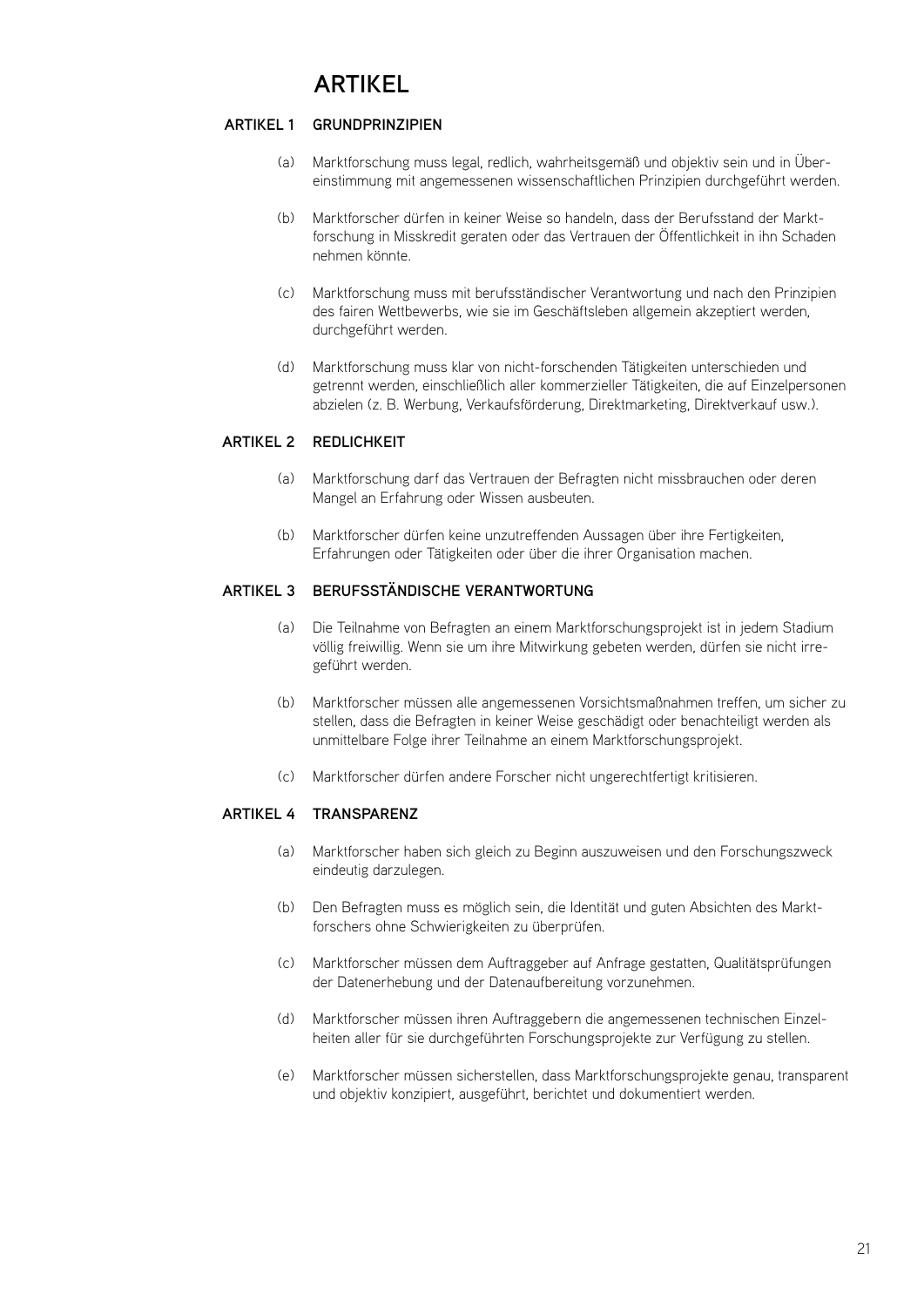# ARTIKEL

## ARTIKEL 1 GRUNDPRINZIPIEN

(a) Marktforschung muss legal, redlich, wahrheitsgemäß und objektiv sein und in Übereinstimmung mit angemessenen wissenschaftlichen Prinzipien durchgeführt werden.

(b) Marktforscher dürfen in keiner Weise so handeln, dass der Berufsstand der Marktforschung in Misskredit geraten oder das Vertrauen der Öffentlichkeit in ihn Schaden nehmen könnte.

(c) Marktforschung muss mit berufsständischer Verantwortung und nach den Prinzipien des fairen Wettbewerbs, wie sie im Geschäftsleben allgemein akzeptiert werden, durchgeführt werden.

(d) Marktforschung muss klar von nicht-forschenden Tätigkeiten unterschieden und getrennt werden, einschließlich aller kommerzieller Tätigkeiten, die auf Einzelpersonen abzielen (z. B. Werbung, Verkaufsförderung, Direktmarketing, Direktverkauf usw.).

## ARTIKEL 2 REDLICHKEIT

(a) Marktforschung darf das Vertrauen der Befragten nicht missbrauchen oder deren Mangel an Erfahrung oder Wissen ausbeuten.

(b) Marktforscher dürfen keine unzutreffenden Aussagen über ihre Fertigkeiten, Erfahrungen oder Tätigkeiten oder über die ihrer Organisation machen.

## ARTIKEL 3 BERUFSSTÄNDISCHE VERANTWORTUNG

(a) Die Teilnahme von Befragten an einem Marktforschungsprojekt ist in jedem Stadium völlig freiwillig. Wenn sie um ihre Mitwirkung gebeten werden, dürfen sie nicht irregeführt werden.

(b) Marktforscher müssen alle angemessenen Vorsichtsmaßnahmen treffen, um sicher zu stellen, dass die Befragten in keiner Weise geschädigt oder benachteiligt werden als unmittelbare Folge ihrer Teilnahme an einem Marktforschungsprojekt.

(c) Marktforscher dürfen andere Forscher nicht ungerechtfertigt kritisieren.

## ARTIKEL 4 TRANSPARENZ

(a) Marktforscher haben sich gleich zu Beginn auszuweisen und den Forschungszweck eindeutig darzulegen.

(b) Den Befragten muss es möglich sein, die Identität und guten Absichten des Marktforschers ohne Schwierigkeiten zu überprüfen.

(c) Marktforscher müssen dem Auftraggeber auf Anfrage gestatten, Qualitätsprüfungen der Datenerhebung und der Datenaufbereitung vorzunehmen.

(d) Marktforscher müssen ihren Auftraggebern die angemessenen technischen Einzelheiten aller für sie durchgeführten Forschungsprojekte zur Verfügung zu stellen.

(e) Marktforscher müssen sicherstellen, dass Marktforschungsprojekte genau, transparent und objektiv konzipiert, ausgeführt, berichtet und dokumentiert werden.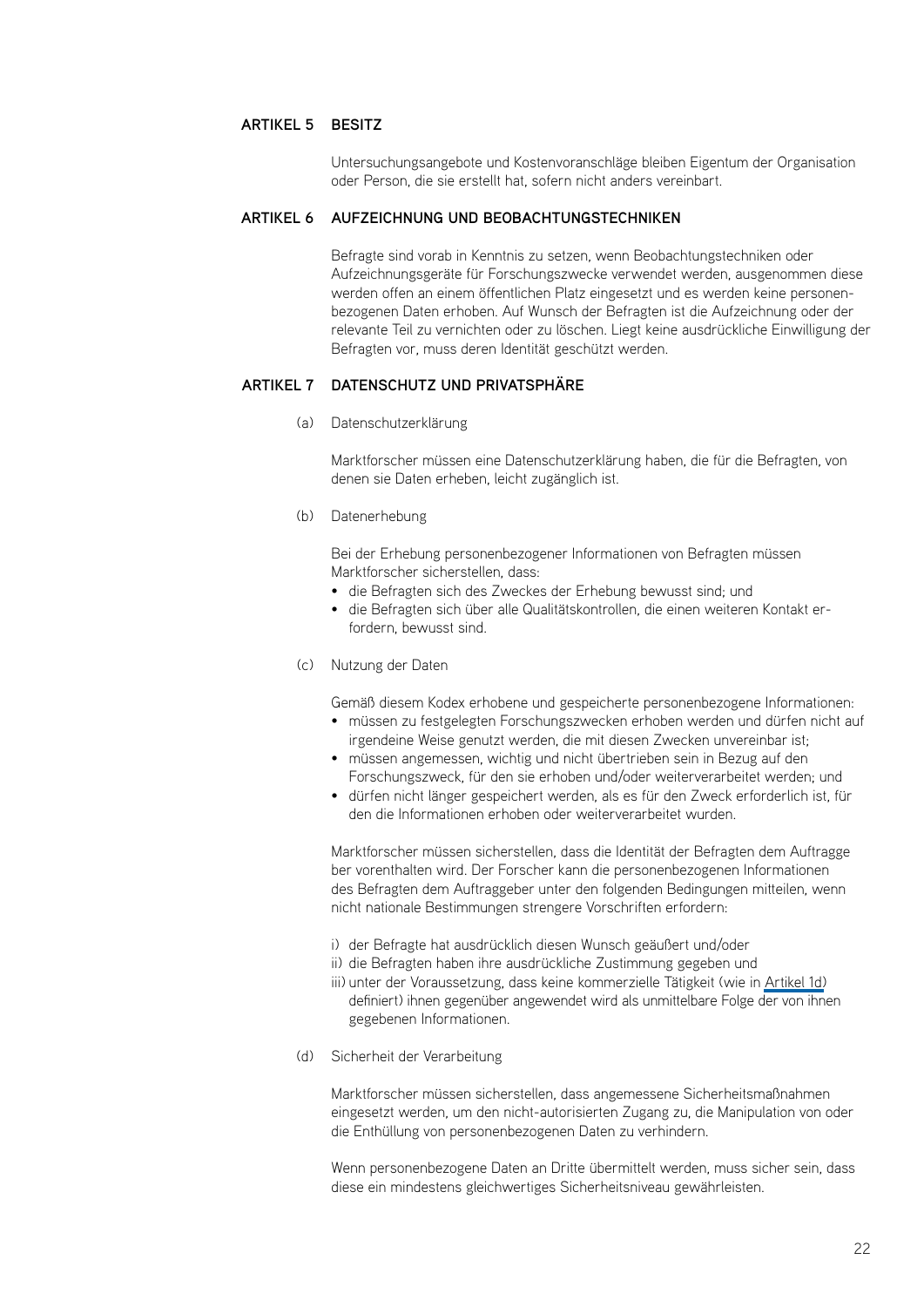## ARTIKEL 5 BESITZ

Untersuchungsangebote und Kostenvoranschläge bleiben Eigentum der Organisation oder Person, die sie erstellt hat, sofern nicht anders vereinbart.

## ARTIKEL 6 AUFZEICHNUNG UND BEOBACHTUNGSTECHNIKEN

Befragte sind vorab in Kenntnis zu setzen, wenn Beobachtungstechniken oder Aufzeichnungsgeräte für Forschungszwecke verwendet werden, ausgenommen diese werden offen an einem öffentlichen Platz eingesetzt und es werden keine personenbezogenen Daten erhoben. Auf Wunsch der Befragten ist die Aufzeichnung oder der relevante Teil zu vernichten oder zu löschen. Liegt keine ausdrückliche Einwilligung der Befragten vor, muss deren Identität geschützt werden.

## ARTIKEL 7 DATENSCHUTZ UND PRIVATSPHÄRE

(a) Datenschutzerklärung

Marktforscher müssen eine Datenschutzerklärung haben, die für die Befragten, von denen sie Daten erheben, leicht zugänglich ist.

(b) Datenerhebung

Bei der Erhebung personenbezogener Informationen von Befragten müssen Marktforscher sicherstellen, dass:

- die Befragten sich des Zweckes der Erhebung bewusst sind; und
- die Befragten sich über alle Qualitätskontrollen, die einen weiteren Kontakt erfordern, bewusst sind.

(c) Nutzung der Daten

Gemäß diesem Kodex erhobene und gespeicherte personenbezogene Informationen:

- müssen zu festgelegten Forschungszwecken erhoben werden und dürfen nicht auf irgendeine Weise genutzt werden, die mit diesen Zwecken unvereinbar ist;
- müssen angemessen, wichtig und nicht übertrieben sein in Bezug auf den Forschungszweck, für den sie erhoben und/oder weiterverarbeitet werden; und
- dürfen nicht länger gespeichert werden, als es für den Zweck erforderlich ist, für den die Informationen erhoben oder weiterverarbeitet wurden.

Marktforscher müssen sicherstellen, dass die Identität der Befragten dem Auftraggeber vorenthalten wird. Der Forscher kann die personenbezogenen Informationen des Befragten dem Auftraggeber unter den folgenden Bedingungen mitteilen, wenn nicht nationale Bestimmungen strengere Vorschriften erfordern:

i) der Befragte hat ausdrücklich diesen Wunsch geäußert und/oder
ii) die Befragten haben ihre ausdrückliche Zustimmung gegeben und
iii) unter der Voraussetzung, dass keine kommerzielle Tätigkeit (wie in Artikel 1d) definiert) ihnen gegenüber angewendet wird als unmittelbare Folge der von ihnen gegebenen Informationen.

(d) Sicherheit der Verarbeitung

Marktforscher müssen sicherstellen, dass angemessene Sicherheitsmaßnahmen eingesetzt werden, um den nicht-autorisierten Zugang zu, die Manipulation von oder die Enthüllung von personenbezogenen Daten zu verhindern.

Wenn personenbezogene Daten an Dritte übermittelt werden, muss sicher sein, dass diese ein mindestens gleichwertiges Sicherheitsniveau gewährleisten.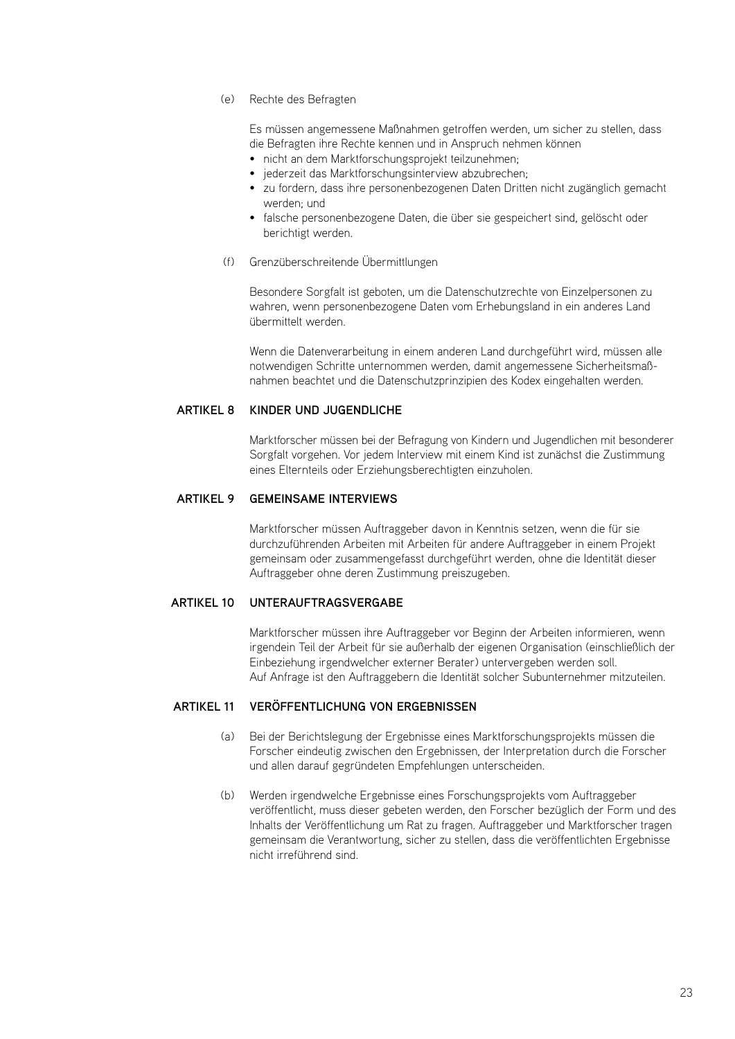(e) Rechte des Befragten

Es müssen angemessene Maßnahmen getroffen werden, um sicher zu stellen, dass die Befragten ihre Rechte kennen und in Anspruch nehmen können

- nicht an dem Marktforschungsprojekt teilzunehmen;
- jederzeit das Marktforschungsinterview abzubrechen;
- zu fordern, dass ihre personenbezogenen Daten Dritten nicht zugänglich gemacht werden; und
- falsche personenbezogene Daten, die über sie gespeichert sind, gelöscht oder berichtigt werden.

(f) Grenzüberschreitende Übermittlungen

Besondere Sorgfalt ist geboten, um die Datenschutzrechte von Einzelpersonen zu wahren, wenn personenbezogene Daten vom Erhebungsland in ein anderes Land übermittelt werden.

Wenn die Datenverarbeitung in einem anderen Land durchgeführt wird, müssen alle notwendigen Schritte unternommen werden, damit angemessene Sicherheitsmaßnahmen beachtet und die Datenschutzprinzipien des Kodex eingehalten werden.

## ARTIKEL 8 KINDER UND JUGENDLICHE

Marktforscher müssen bei der Befragung von Kindern und Jugendlichen mit besonderer Sorgfalt vorgehen. Vor jedem Interview mit einem Kind ist zunächst die Zustimmung eines Elternteils oder Erziehungsberechtigten einzuholen.

## ARTIKEL 9 GEMEINSAME INTERVIEWS

Marktforscher müssen Auftraggeber davon in Kenntnis setzen, wenn die für sie durchzuführenden Arbeiten mit Arbeiten für andere Auftraggeber in einem Projekt gemeinsam oder zusammengefasst durchgeführt werden, ohne die Identität dieser Auftraggeber ohne deren Zustimmung preiszugeben.

## ARTIKEL 10 UNTERAUFTRAGSVERGABE

Marktforscher müssen ihre Auftraggeber vor Beginn der Arbeiten informieren, wenn irgendein Teil der Arbeit für sie außerhalb der eigenen Organisation (einschließlich der Einbeziehung irgendwelcher externer Berater) untervergeben werden soll.
Auf Anfrage ist den Auftraggebern die Identität solcher Subunternehmer mitzuteilen.

## ARTIKEL 11 VERÖFFENTLICHUNG VON ERGEBNISSEN

(a) Bei der Berichtslegung der Ergebnisse eines Marktforschungsprojekts müssen die Forscher eindeutig zwischen den Ergebnissen, der Interpretation durch die Forscher und allen darauf gegründeten Empfehlungen unterscheiden.

(b) Werden irgendwelche Ergebnisse eines Forschungsprojekts vom Auftraggeber veröffentlicht, muss dieser gebeten werden, den Forscher bezüglich der Form und des Inhalts der Veröffentlichung um Rat zu fragen. Auftraggeber und Marktforscher tragen gemeinsam die Verantwortung, sicher zu stellen, dass die veröffentlichten Ergebnisse nicht irreführend sind.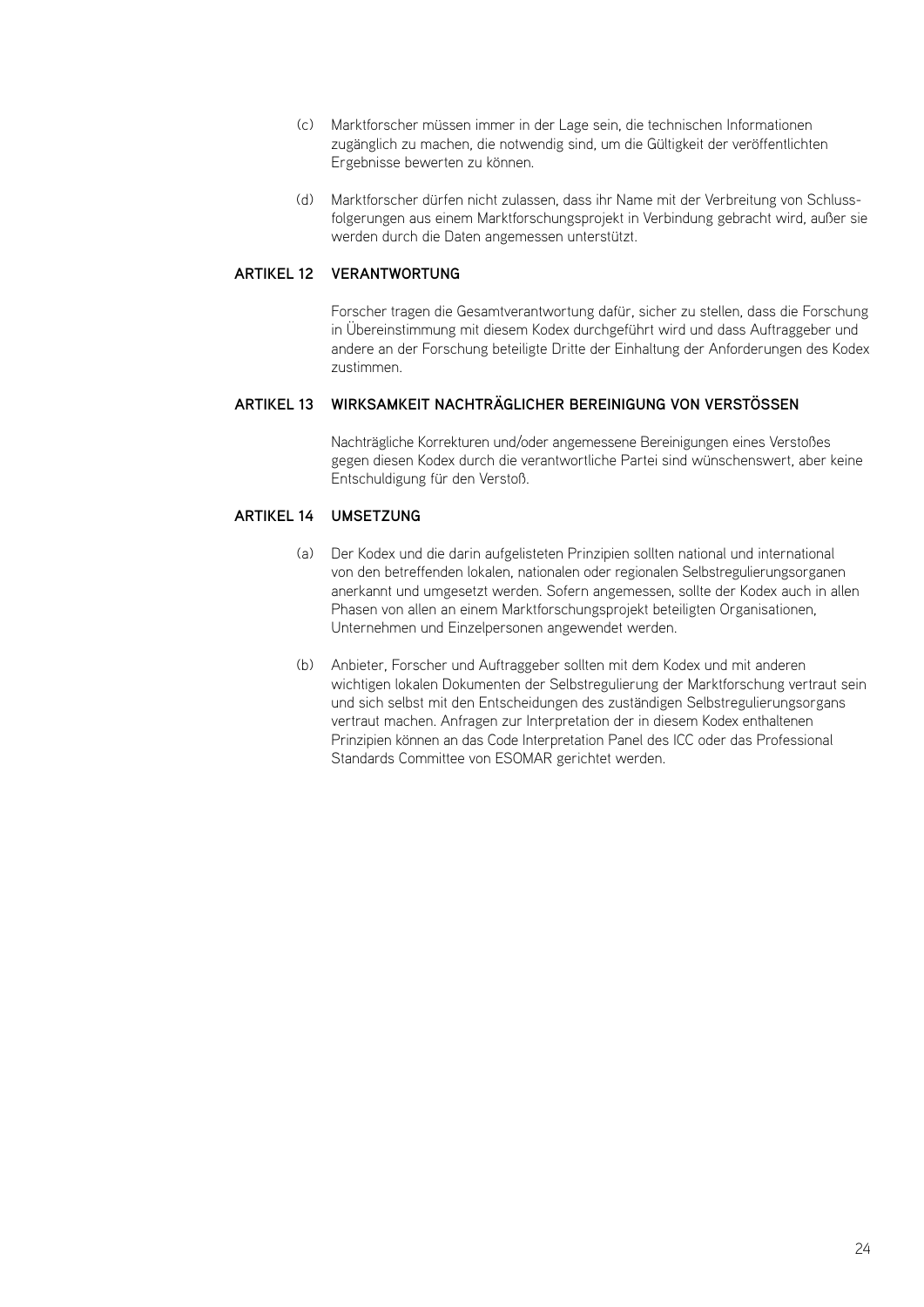(c) Marktforscher müssen immer in der Lage sein, die technischen Informationen zugänglich zu machen, die notwendig sind, um die Gültigkeit der veröffentlichten Ergebnisse bewerten zu können.

(d) Marktforscher dürfen nicht zulassen, dass ihr Name mit der Verbreitung von Schlussfolgerungen aus einem Marktforschungsprojekt in Verbindung gebracht wird, außer sie werden durch die Daten angemessen unterstützt.

**ARTIKEL 12 VERANTWORTUNG**

Forscher tragen die Gesamtverantwortung dafür, sicher zu stellen, dass die Forschung in Übereinstimmung mit diesem Kodex durchgeführt wird und dass Auftraggeber und andere an der Forschung beteiligte Dritte der Einhaltung der Anforderungen des Kodex zustimmen.

**ARTIKEL 13 WIRKSAMKEIT NACHTRÄGLICHER BEREINIGUNG VON VERSTÖSSEN**

Nachträgliche Korrekturen und/oder angemessene Bereinigungen eines Verstoßes gegen diesen Kodex durch die verantwortliche Partei sind wünschenswert, aber keine Entschuldigung für den Verstoß.

**ARTIKEL 14 UMSETZUNG**

(a) Der Kodex und die darin aufgelisteten Prinzipien sollten national und international von den betreffenden lokalen, nationalen oder regionalen Selbstregulierungsorganen anerkannt und umgesetzt werden. Sofern angemessen, sollte der Kodex auch in allen Phasen von allen an einem Marktforschungsprojekt beteiligten Organisationen, Unternehmen und Einzelpersonen angewendet werden.

(b) Anbieter, Forscher und Auftraggeber sollten mit dem Kodex und mit anderen wichtigen lokalen Dokumenten der Selbstregulierung der Marktforschung vertraut sein und sich selbst mit den Entscheidungen des zuständigen Selbstregulierungsorgans vertraut machen. Anfragen zur Interpretation der in diesem Kodex enthaltenen Prinzipien können an das Code Interpretation Panel des ICC oder das Professional Standards Committee von ESOMAR gerichtet werden.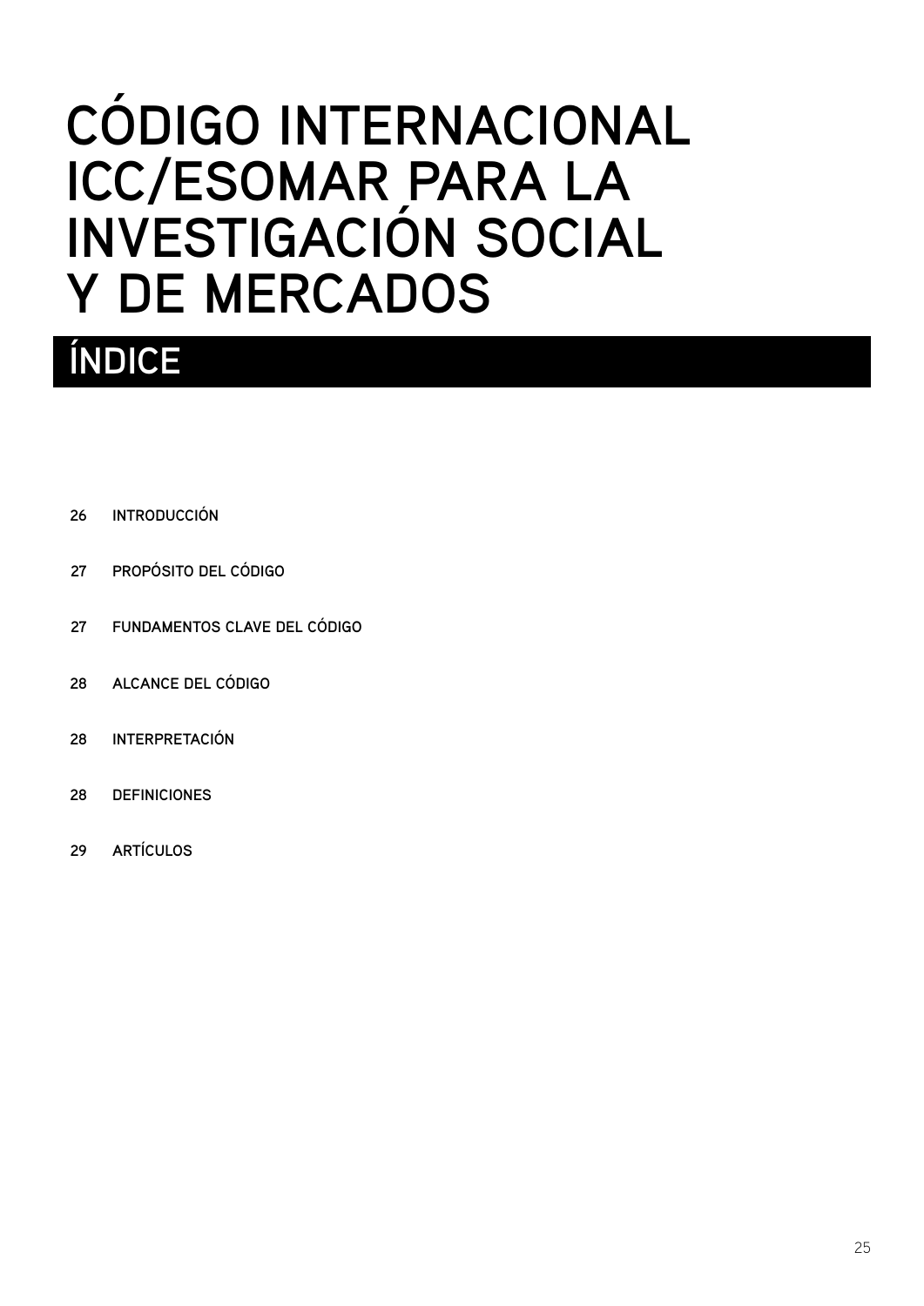# CÓDIGO INTERNACIONAL ICC/ESOMAR PARA LA INVESTIGACIÓN SOCIAL Y DE MERCADOS

## ÍNDICE

- 26 INTRODUCCIÓN
- 27 PROPÓSITO DEL CÓDIGO
- 27 FUNDAMENTOS CLAVE DEL CÓDIGO
- 28 ALCANCE DEL CÓDIGO
- 28 INTERPRETACIÓN
- 28 DEFINICIONES
- 29 ARTÍCULOS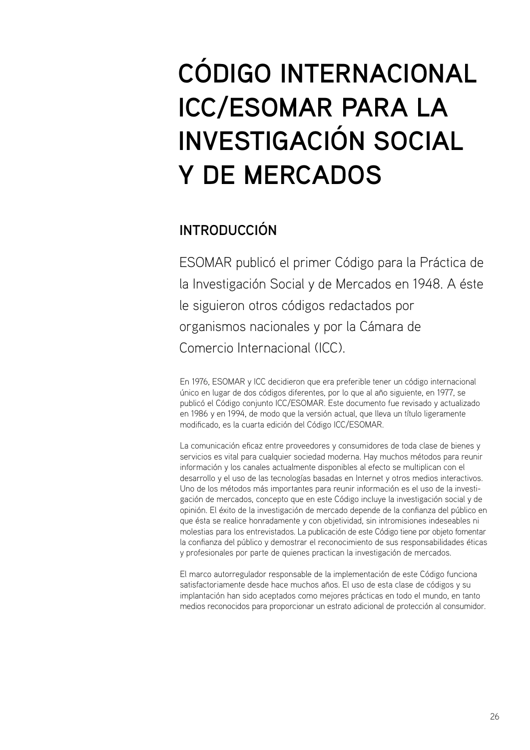# CÓDIGO INTERNACIONAL ICC/ESOMAR PARA LA INVESTIGACIÓN SOCIAL Y DE MERCADOS

## INTRODUCCIÓN

ESOMAR publicó el primer Código para la Práctica de la Investigación Social y de Mercados en 1948. A éste le siguieron otros códigos redactados por organismos nacionales y por la Cámara de Comercio Internacional (ICC).

En 1976, ESOMAR y ICC decidieron que era preferible tener un código internacional único en lugar de dos códigos diferentes, por lo que al año siguiente, en 1977, se publicó el Código conjunto ICC/ESOMAR. Este documento fue revisado y actualizado en 1986 y en 1994, de modo que la versión actual, que lleva un título ligeramente modificado, es la cuarta edición del Código ICC/ESOMAR.

La comunicación eficaz entre proveedores y consumidores de toda clase de bienes y servicios es vital para cualquier sociedad moderna. Hay muchos métodos para reunir información y los canales actualmente disponibles al efecto se multiplican con el desarrollo y el uso de las tecnologías basadas en Internet y otros medios interactivos. Uno de los métodos más importantes para reunir información es el uso de la investigación de mercados, concepto que en este Código incluye la investigación social y de opinión. El éxito de la investigación de mercado depende de la confianza del público en que ésta se realice honradamente y con objetividad, sin intromisiones indeseables ni molestias para los entrevistados. La publicación de este Código tiene por objeto fomentar la confianza del público y demostrar el reconocimiento de sus responsabilidades éticas y profesionales por parte de quienes practican la investigación de mercados.

El marco autorregulador responsable de la implementación de este Código funciona satisfactoriamente desde hace muchos años. El uso de esta clase de códigos y su implantación han sido aceptados como mejores prácticas en todo el mundo, en tanto medios reconocidos para proporcionar un estrato adicional de protección al consumidor.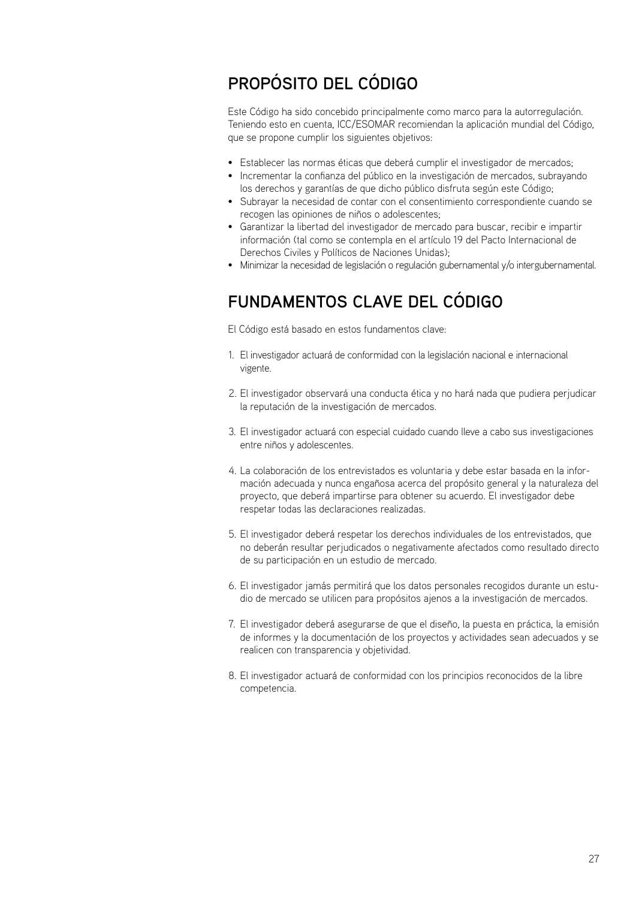## PROPÓSITO DEL CÓDIGO

Este Código ha sido concebido principalmente como marco para la autorregulación. Teniendo esto en cuenta, ICC/ESOMAR recomiendan la aplicación mundial del Código, que se propone cumplir los siguientes objetivos:

- Establecer las normas éticas que deberá cumplir el investigador de mercados;
- Incrementar la confianza del público en la investigación de mercados, subrayando los derechos y garantías de que dicho público disfruta según este Código;
- Subrayar la necesidad de contar con el consentimiento correspondiente cuando se recogen las opiniones de niños o adolescentes;
- Garantizar la libertad del investigador de mercado para buscar, recibir e impartir información (tal como se contempla en el artículo 19 del Pacto Internacional de Derechos Civiles y Políticos de Naciones Unidas);
- Minimizar la necesidad de legislación o regulación gubernamental y/o intergubernamental.

## FUNDAMENTOS CLAVE DEL CÓDIGO

El Código está basado en estos fundamentos clave:

1. El investigador actuará de conformidad con la legislación nacional e internacional vigente.

2. El investigador observará una conducta ética y no hará nada que pudiera perjudicar la reputación de la investigación de mercados.

3. El investigador actuará con especial cuidado cuando lleve a cabo sus investigaciones entre niños y adolescentes.

4. La colaboración de los entrevistados es voluntaria y debe estar basada en la información adecuada y nunca engañosa acerca del propósito general y la naturaleza del proyecto, que deberá impartirse para obtener su acuerdo. El investigador debe respetar todas las declaraciones realizadas.

5. El investigador deberá respetar los derechos individuales de los entrevistados, que no deberán resultar perjudicados o negativamente afectados como resultado directo de su participación en un estudio de mercado.

6. El investigador jamás permitirá que los datos personales recogidos durante un estudio de mercado se utilicen para propósitos ajenos a la investigación de mercados.

7. El investigador deberá asegurarse de que el diseño, la puesta en práctica, la emisión de informes y la documentación de los proyectos y actividades sean adecuados y se realicen con transparencia y objetividad.

8. El investigador actuará de conformidad con los principios reconocidos de la libre competencia.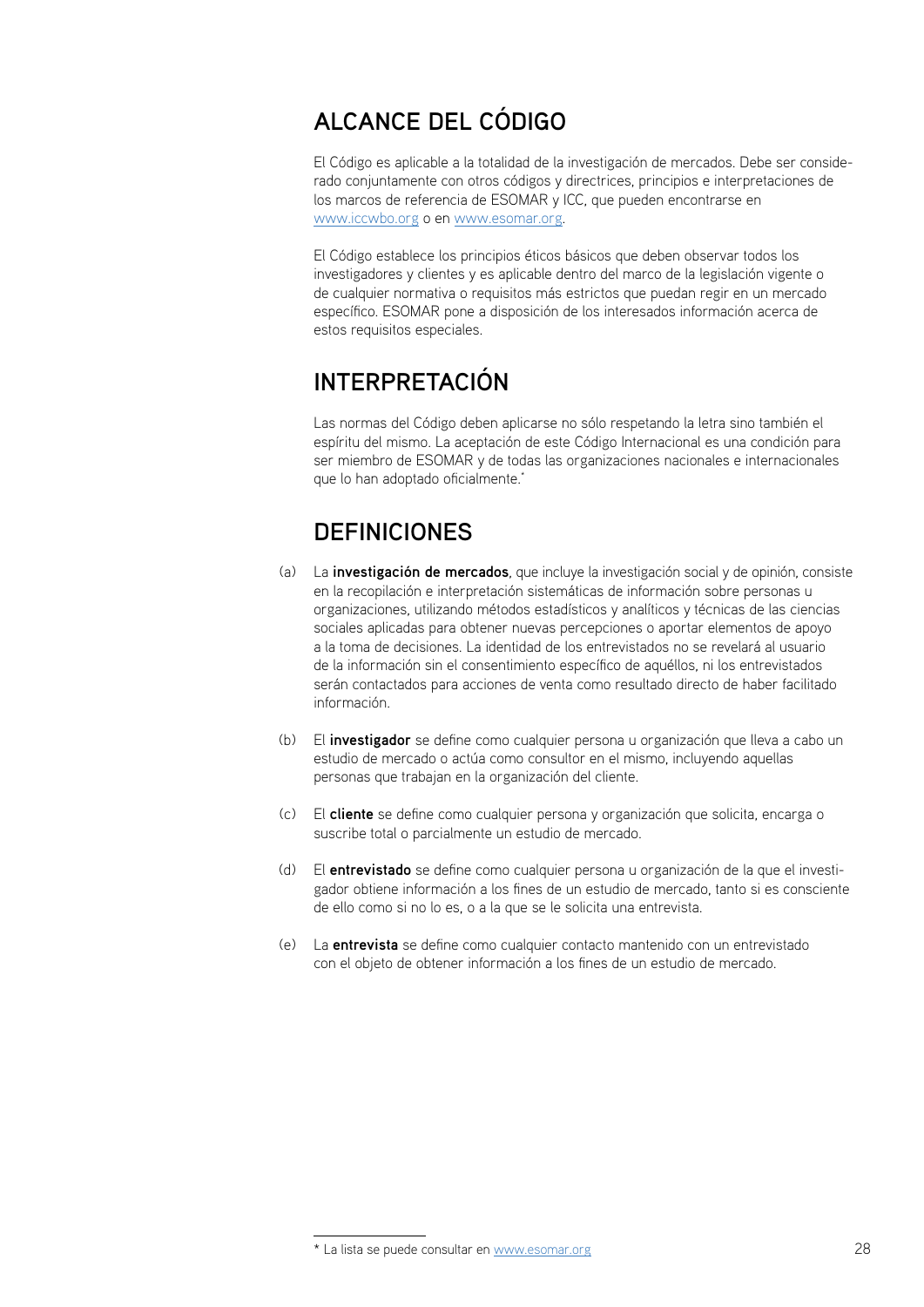## ALCANCE DEL CÓDIGO

El Código es aplicable a la totalidad de la investigación de mercados. Debe ser considerado conjuntamente con otros códigos y directrices, principios e interpretaciones de los marcos de referencia de ESOMAR y ICC, que pueden encontrarse en www.iccwbo.org o en www.esomar.org.

El Código establece los principios éticos básicos que deben observar todos los investigadores y clientes y es aplicable dentro del marco de la legislación vigente o de cualquier normativa o requisitos más estrictos que puedan regir en un mercado específico. ESOMAR pone a disposición de los interesados información acerca de estos requisitos especiales.

## INTERPRETACIÓN

Las normas del Código deben aplicarse no sólo respetando la letra sino también el espíritu del mismo. La aceptación de este Código Internacional es una condición para ser miembro de ESOMAR y de todas las organizaciones nacionales e internacionales que lo han adoptado oficialmente.*

## DEFINICIONES

(a) La **investigación de mercados**, que incluye la investigación social y de opinión, consiste en la recopilación e interpretación sistemáticas de información sobre personas u organizaciones, utilizando métodos estadísticos y analíticos y técnicas de las ciencias sociales aplicadas para obtener nuevas percepciones o aportar elementos de apoyo a la toma de decisiones. La identidad de los entrevistados no se revelará al usuario de la información sin el consentimiento específico de aquéllos, ni los entrevistados serán contactados para acciones de venta como resultado directo de haber facilitado información.

(b) El **investigador** se define como cualquier persona u organización que lleva a cabo un estudio de mercado o actúa como consultor en el mismo, incluyendo aquellas personas que trabajan en la organización del cliente.

(c) El **cliente** se define como cualquier persona y organización que solicita, encarga o suscribe total o parcialmente un estudio de mercado.

(d) El **entrevistado** se define como cualquier persona u organización de la que el investigador obtiene información a los fines de un estudio de mercado, tanto si es consciente de ello como si no lo es, o a la que se le solicita una entrevista.

(e) La **entrevista** se define como cualquier contacto mantenido con un entrevistado con el objeto de obtener información a los fines de un estudio de mercado.

---

* La lista se puede consultar en www.esomar.org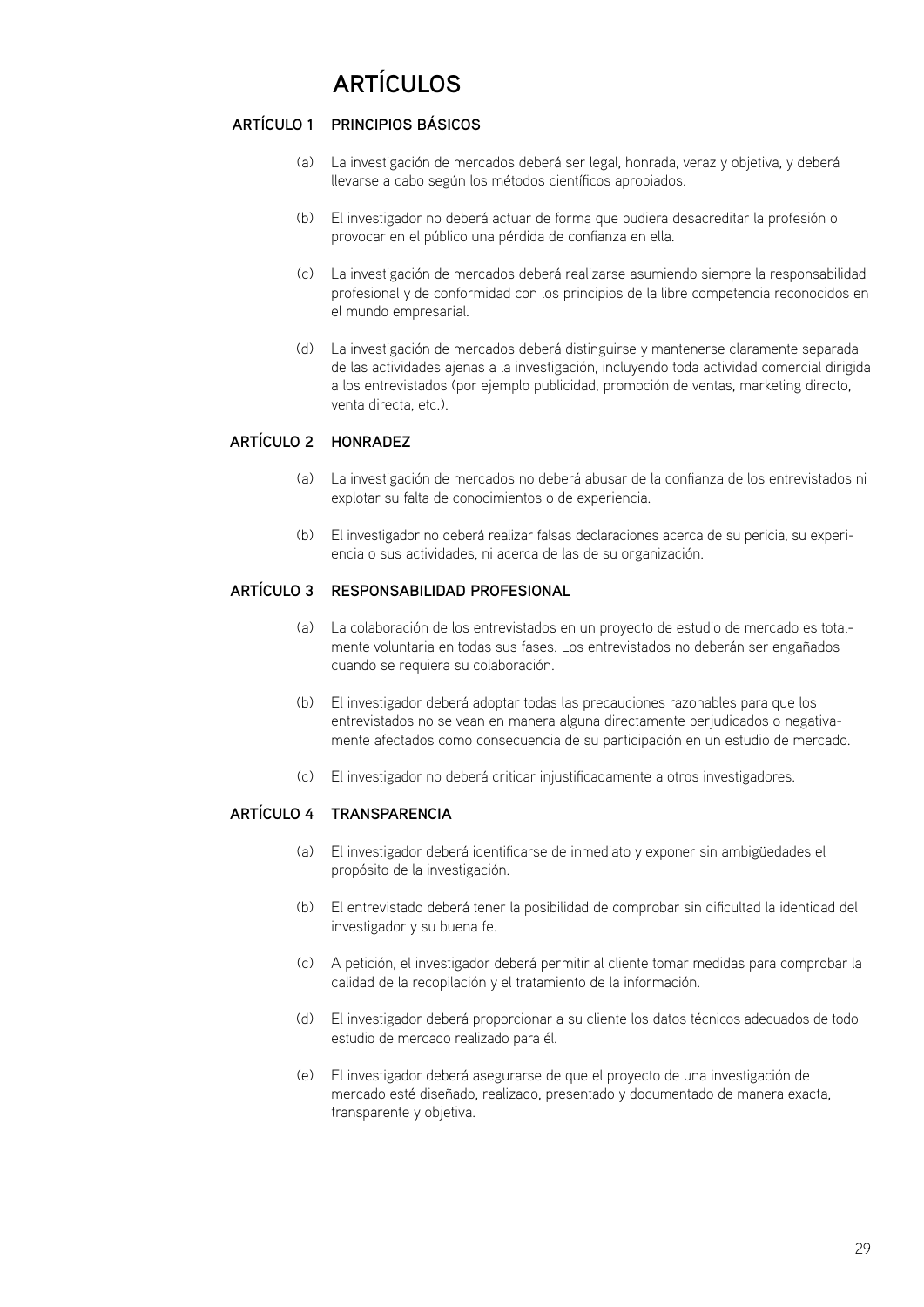# ARTÍCULOS

## ARTÍCULO 1 PRINCIPIOS BÁSICOS

(a) La investigación de mercados deberá ser legal, honrada, veraz y objetiva, y deberá llevarse a cabo según los métodos científicos apropiados.

(b) El investigador no deberá actuar de forma que pudiera desacreditar la profesión o provocar en el público una pérdida de confianza en ella.

(c) La investigación de mercados deberá realizarse asumiendo siempre la responsabilidad profesional y de conformidad con los principios de la libre competencia reconocidos en el mundo empresarial.

(d) La investigación de mercados deberá distinguirse y mantenerse claramente separada de las actividades ajenas a la investigación, incluyendo toda actividad comercial dirigida a los entrevistados (por ejemplo publicidad, promoción de ventas, marketing directo, venta directa, etc.).

## ARTÍCULO 2 HONRADEZ

(a) La investigación de mercados no deberá abusar de la confianza de los entrevistados ni explotar su falta de conocimientos o de experiencia.

(b) El investigador no deberá realizar falsas declaraciones acerca de su pericia, su experiencia o sus actividades, ni acerca de las de su organización.

## ARTÍCULO 3 RESPONSABILIDAD PROFESIONAL

(a) La colaboración de los entrevistados en un proyecto de estudio de mercado es totalmente voluntaria en todas sus fases. Los entrevistados no deberán ser engañados cuando se requiera su colaboración.

(b) El investigador deberá adoptar todas las precauciones razonables para que los entrevistados no se vean en manera alguna directamente perjudicados o negativamente afectados como consecuencia de su participación en un estudio de mercado.

(c) El investigador no deberá criticar injustificadamente a otros investigadores.

## ARTÍCULO 4 TRANSPARENCIA

(a) El investigador deberá identificarse de inmediato y exponer sin ambigüedades el propósito de la investigación.

(b) El entrevistado deberá tener la posibilidad de comprobar sin dificultad la identidad del investigador y su buena fe.

(c) A petición, el investigador deberá permitir al cliente tomar medidas para comprobar la calidad de la recopilación y el tratamiento de la información.

(d) El investigador deberá proporcionar a su cliente los datos técnicos adecuados de todo estudio de mercado realizado para él.

(e) El investigador deberá asegurarse de que el proyecto de una investigación de mercado esté diseñado, realizado, presentado y documentado de manera exacta, transparente y objetiva.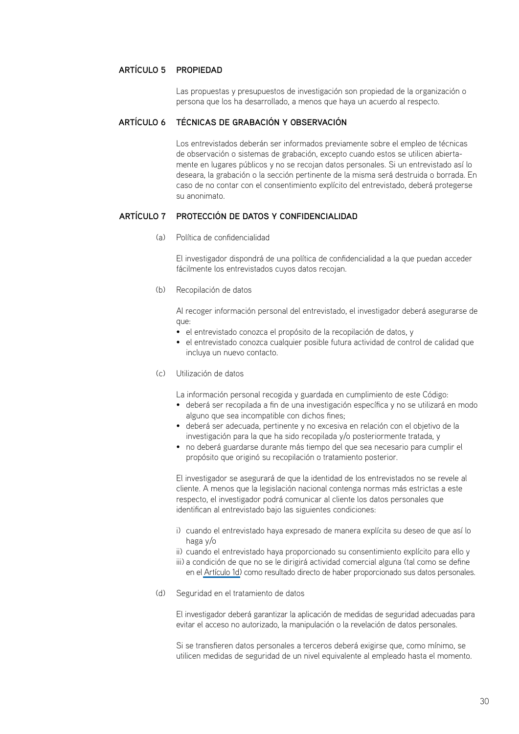## ARTÍCULO 5 PROPIEDAD

Las propuestas y presupuestos de investigación son propiedad de la organización o persona que los ha desarrollado, a menos que haya un acuerdo al respecto.

## ARTÍCULO 6 TÉCNICAS DE GRABACIÓN Y OBSERVACIÓN

Los entrevistados deberán ser informados previamente sobre el empleo de técnicas de observación o sistemas de grabación, excepto cuando estos se utilicen abiertamente en lugares públicos y no se recojan datos personales. Si un entrevistado así lo deseara, la grabación o la sección pertinente de la misma será destruida o borrada. En caso de no contar con el consentimiento explícito del entrevistado, deberá protegerse su anonimato.

## ARTÍCULO 7 PROTECCIÓN DE DATOS Y CONFIDENCIALIDAD

(a) Política de confidencialidad

El investigador dispondrá de una política de confidencialidad a la que puedan acceder fácilmente los entrevistados cuyos datos recojan.

(b) Recopilación de datos

Al recoger información personal del entrevistado, el investigador deberá asegurarse de que:

- el entrevistado conozca el propósito de la recopilación de datos, y
- el entrevistado conozca cualquier posible futura actividad de control de calidad que incluya un nuevo contacto.

(c) Utilización de datos

La información personal recogida y guardada en cumplimiento de este Código:

- deberá ser recopilada a fin de una investigación específica y no se utilizará en modo alguno que sea incompatible con dichos fines;
- deberá ser adecuada, pertinente y no excesiva en relación con el objetivo de la investigación para la que ha sido recopilada y/o posteriormente tratada, y
- no deberá guardarse durante más tiempo del que sea necesario para cumplir el propósito que originó su recopilación o tratamiento posterior.

El investigador se asegurará de que la identidad de los entrevistados no se revele al cliente. A menos que la legislación nacional contenga normas más estrictas a este respecto, el investigador podrá comunicar al cliente los datos personales que identifican al entrevistado bajo las siguientes condiciones:

i) cuando el entrevistado haya expresado de manera explícita su deseo de que así lo haga y/o
ii) cuando el entrevistado haya proporcionado su consentimiento explícito para ello y
iii) a condición de que no se le dirigirá actividad comercial alguna (tal como se define en el Artículo 1d) como resultado directo de haber proporcionado sus datos personales.

(d) Seguridad en el tratamiento de datos

El investigador deberá garantizar la aplicación de medidas de seguridad adecuadas para evitar el acceso no autorizado, la manipulación o la revelación de datos personales.

Si se transfieren datos personales a terceros deberá exigirse que, como mínimo, se utilicen medidas de seguridad de un nivel equivalente al empleado hasta el momento.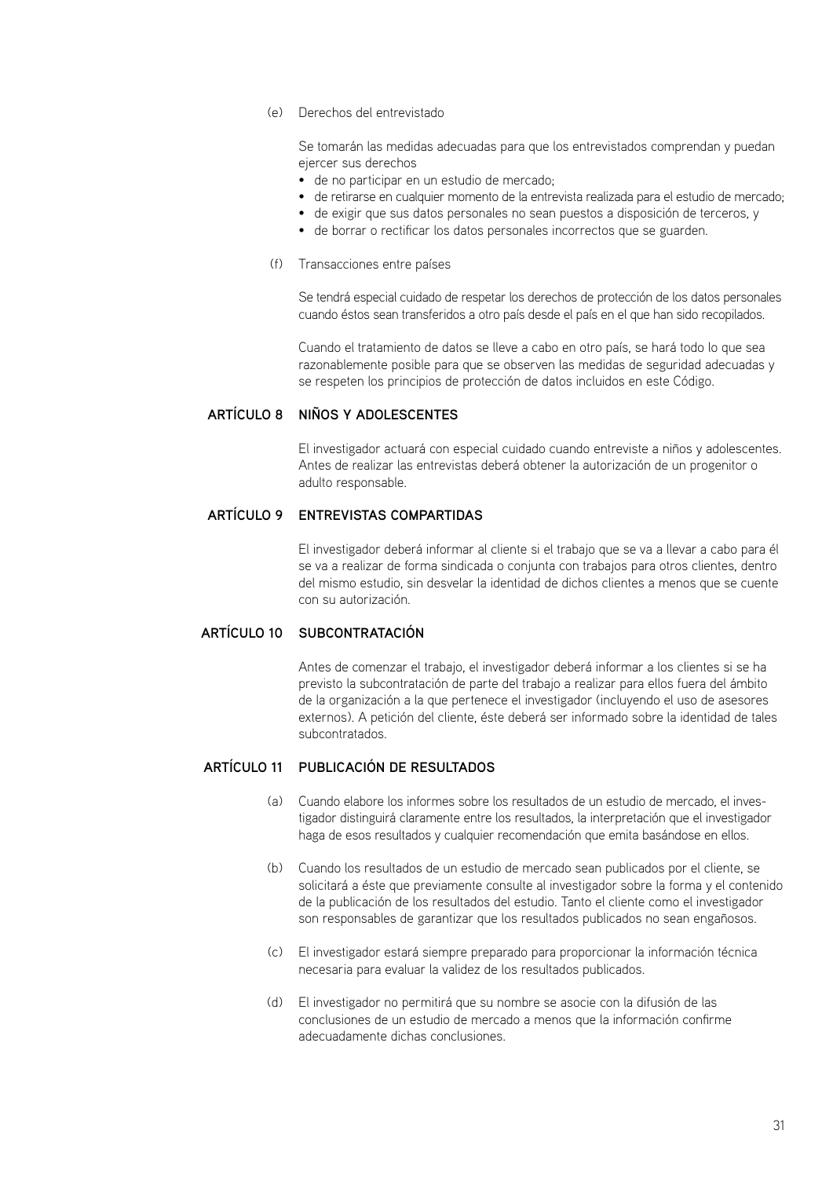(e) Derechos del entrevistado

Se tomarán las medidas adecuadas para que los entrevistados comprendan y puedan ejercer sus derechos

- de no participar en un estudio de mercado;
- de retirarse en cualquier momento de la entrevista realizada para el estudio de mercado;
- de exigir que sus datos personales no sean puestos a disposición de terceros, y
- de borrar o rectificar los datos personales incorrectos que se guarden.

(f) Transacciones entre países

Se tendrá especial cuidado de respetar los derechos de protección de los datos personales cuando éstos sean transferidos a otro país desde el país en el que han sido recopilados.

Cuando el tratamiento de datos se lleve a cabo en otro país, se hará todo lo que sea razonablemente posible para que se observen las medidas de seguridad adecuadas y se respeten los principios de protección de datos incluidos en este Código.

## ARTÍCULO 8 NIÑOS Y ADOLESCENTES

El investigador actuará con especial cuidado cuando entreviste a niños y adolescentes. Antes de realizar las entrevistas deberá obtener la autorización de un progenitor o adulto responsable.

## ARTÍCULO 9 ENTREVISTAS COMPARTIDAS

El investigador deberá informar al cliente si el trabajo que se va a llevar a cabo para él se va a realizar de forma sindicada o conjunta con trabajos para otros clientes, dentro del mismo estudio, sin desvelar la identidad de dichos clientes a menos que se cuente con su autorización.

## ARTÍCULO 10 SUBCONTRATACIÓN

Antes de comenzar el trabajo, el investigador deberá informar a los clientes si se ha previsto la subcontratación de parte del trabajo a realizar para ellos fuera del ámbito de la organización a la que pertenece el investigador (incluyendo el uso de asesores externos). A petición del cliente, éste deberá ser informado sobre la identidad de tales subcontratados.

## ARTÍCULO 11 PUBLICACIÓN DE RESULTADOS

(a) Cuando elabore los informes sobre los resultados de un estudio de mercado, el investigador distinguirá claramente entre los resultados, la interpretación que el investigador haga de esos resultados y cualquier recomendación que emita basándose en ellos.

(b) Cuando los resultados de un estudio de mercado sean publicados por el cliente, se solicitará a éste que previamente consulte al investigador sobre la forma y el contenido de la publicación de los resultados del estudio. Tanto el cliente como el investigador son responsables de garantizar que los resultados publicados no sean engañosos.

(c) El investigador estará siempre preparado para proporcionar la información técnica necesaria para evaluar la validez de los resultados publicados.

(d) El investigador no permitirá que su nombre se asocie con la difusión de las conclusiones de un estudio de mercado a menos que la información confirme adecuadamente dichas conclusiones.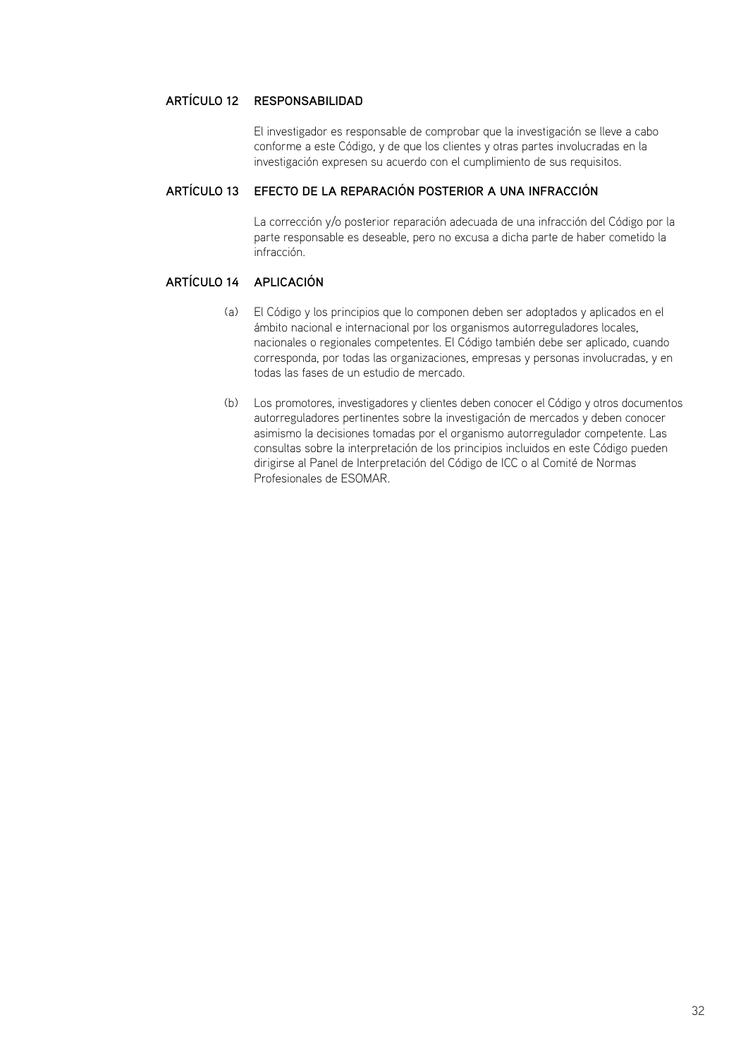## ARTÍCULO 12 RESPONSABILIDAD

El investigador es responsable de comprobar que la investigación se lleve a cabo conforme a este Código, y de que los clientes y otras partes involucradas en la investigación expresen su acuerdo con el cumplimiento de sus requisitos.

## ARTÍCULO 13 EFECTO DE LA REPARACIÓN POSTERIOR A UNA INFRACCIÓN

La corrección y/o posterior reparación adecuada de una infracción del Código por la parte responsable es deseable, pero no excusa a dicha parte de haber cometido la infracción.

## ARTÍCULO 14 APLICACIÓN

(a) El Código y los principios que lo componen deben ser adoptados y aplicados en el ámbito nacional e internacional por los organismos autorreguladores locales, nacionales o regionales competentes. El Código también debe ser aplicado, cuando corresponda, por todas las organizaciones, empresas y personas involucradas, y en todas las fases de un estudio de mercado.

(b) Los promotores, investigadores y clientes deben conocer el Código y otros documentos autorreguladores pertinentes sobre la investigación de mercados y deben conocer asimismo la decisiones tomadas por el organismo autorregulador competente. Las consultas sobre la interpretación de los principios incluidos en este Código pueden dirigirse al Panel de Interpretación del Código de ICC o al Comité de Normas Profesionales de ESOMAR.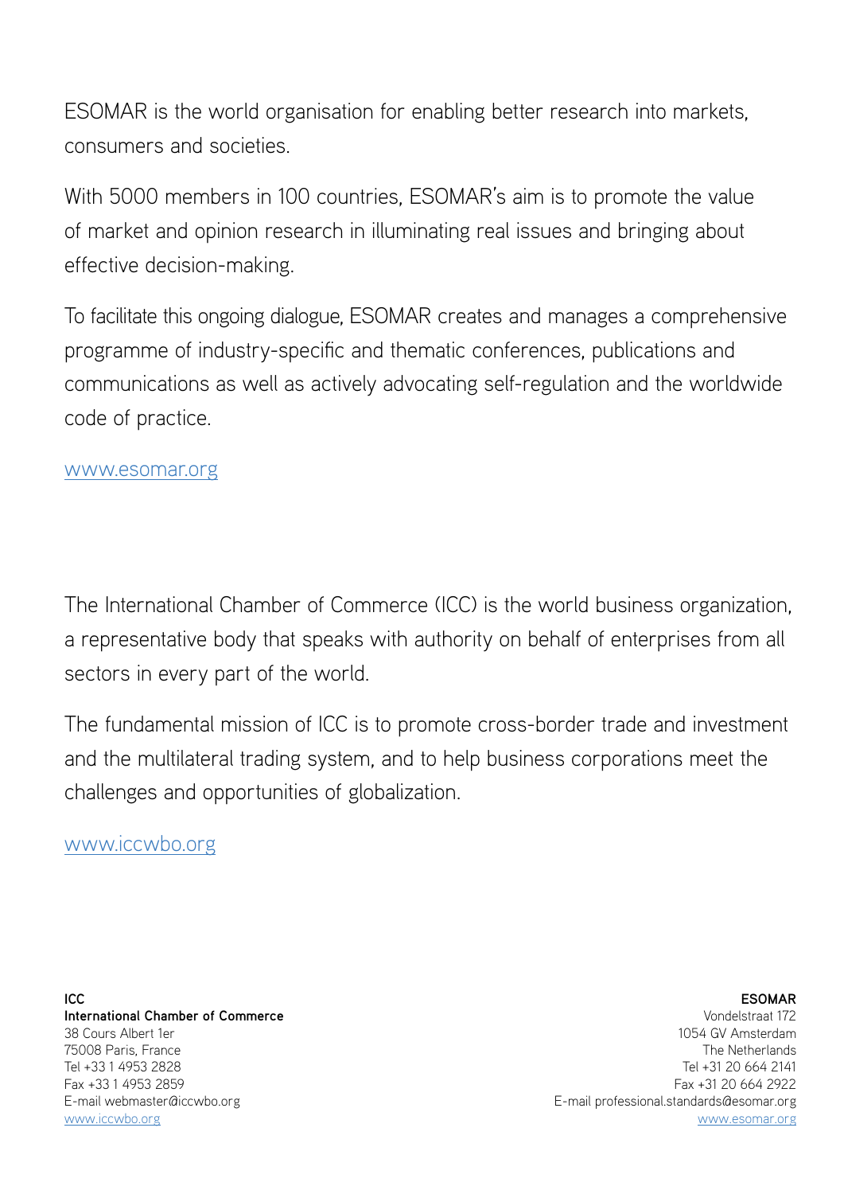ESOMAR is the world organisation for enabling better research into markets, consumers and societies.

With 5000 members in 100 countries, ESOMAR's aim is to promote the value of market and opinion research in illuminating real issues and bringing about effective decision-making.

To facilitate this ongoing dialogue, ESOMAR creates and manages a comprehensive programme of industry-specific and thematic conferences, publications and communications as well as actively advocating self-regulation and the worldwide code of practice.

www.esomar.org

The International Chamber of Commerce (ICC) is the world business organization, a representative body that speaks with authority on behalf of enterprises from all sectors in every part of the world.

The fundamental mission of ICC is to promote cross-border trade and investment and the multilateral trading system, and to help business corporations meet the challenges and opportunities of globalization.

www.iccwbo.org

**ICC**
**International Chamber of Commerce**
38 Cours Albert 1er
75008 Paris, France
Tel +33 1 4953 2828
Fax +33 1 4953 2859
E-mail webmaster@iccwbo.org
www.iccwbo.org

**ESOMAR**
Vondelstraat 172
1054 GV Amsterdam
The Netherlands
Tel +31 20 664 2141
Fax +31 20 664 2922
E-mail professional.standards@esomar.org
www.esomar.org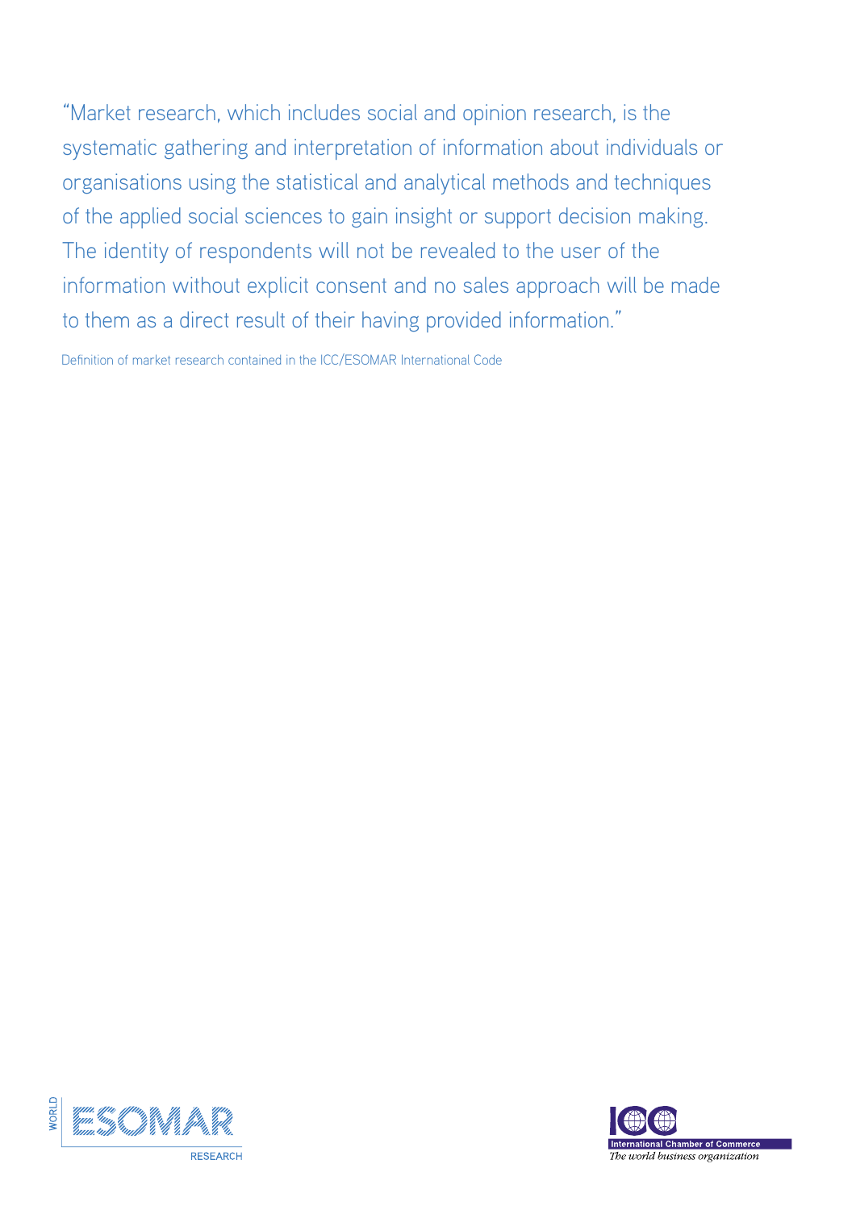"Market research, which includes social and opinion research, is the systematic gathering and interpretation of information about individuals or organisations using the statistical and analytical methods and techniques of the applied social sciences to gain insight or support decision making. The identity of respondents will not be revealed to the user of the information without explicit consent and no sales approach will be made to them as a direct result of their having provided information."

Definition of market research contained in the ICC/ESOMAR International Code

WORLD ESOMAR RESEARCH

ICC International Chamber of Commerce
*The world business organization*